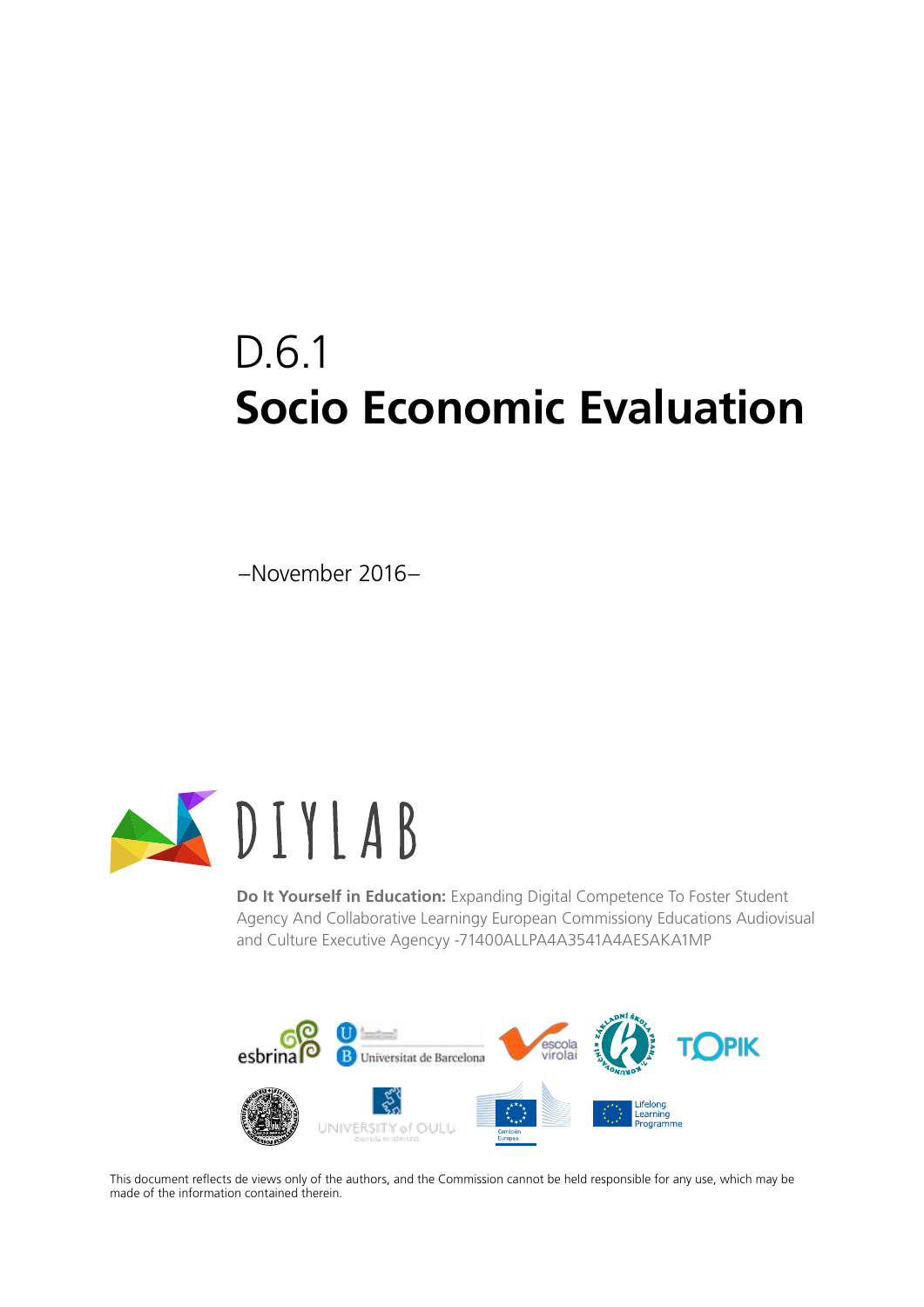# D.6.1
# Socio Economic Evaluation

–November 2016–

DIYLAB

**Do It Yourself in Education:** Expanding Digital Competence To Foster Student Agency And Collaborative Learningy European Commissiony Educations Audiovisual and Culture Executive Agencyy -71400ALLPA4A3541A4AESAKA1MP

This document reflects de views only of the authors, and the Commission cannot be held responsible for any use, which may be made of the information contained therein.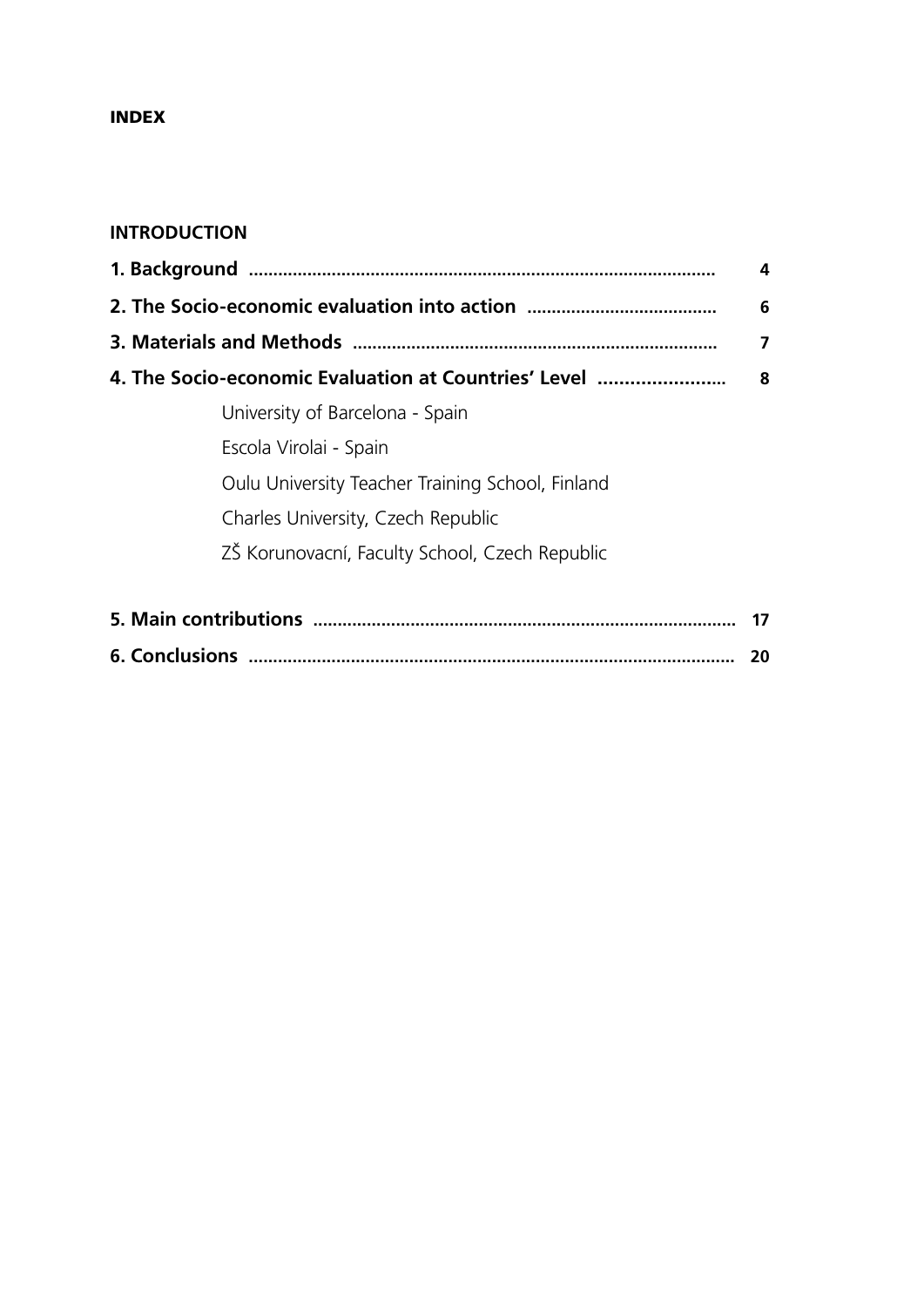# INDEX

## INTRODUCTION

**1. Background** .............................................................................................. **4**

**2. The Socio-economic evaluation into action** ...................................... **6**

**3. Materials and Methods** ......................................................................... **7**

**4. The Socio-economic Evaluation at Countries' Level** ........................ **8**

- University of Barcelona - Spain
- Escola Virolai - Spain
- Oulu University Teacher Training School, Finland
- Charles University, Czech Republic
- ZŠ Korunovacní, Faculty School, Czech Republic

**5. Main contributions** ..................................................................................... **17**

**6. Conclusions** .................................................................................................. **20**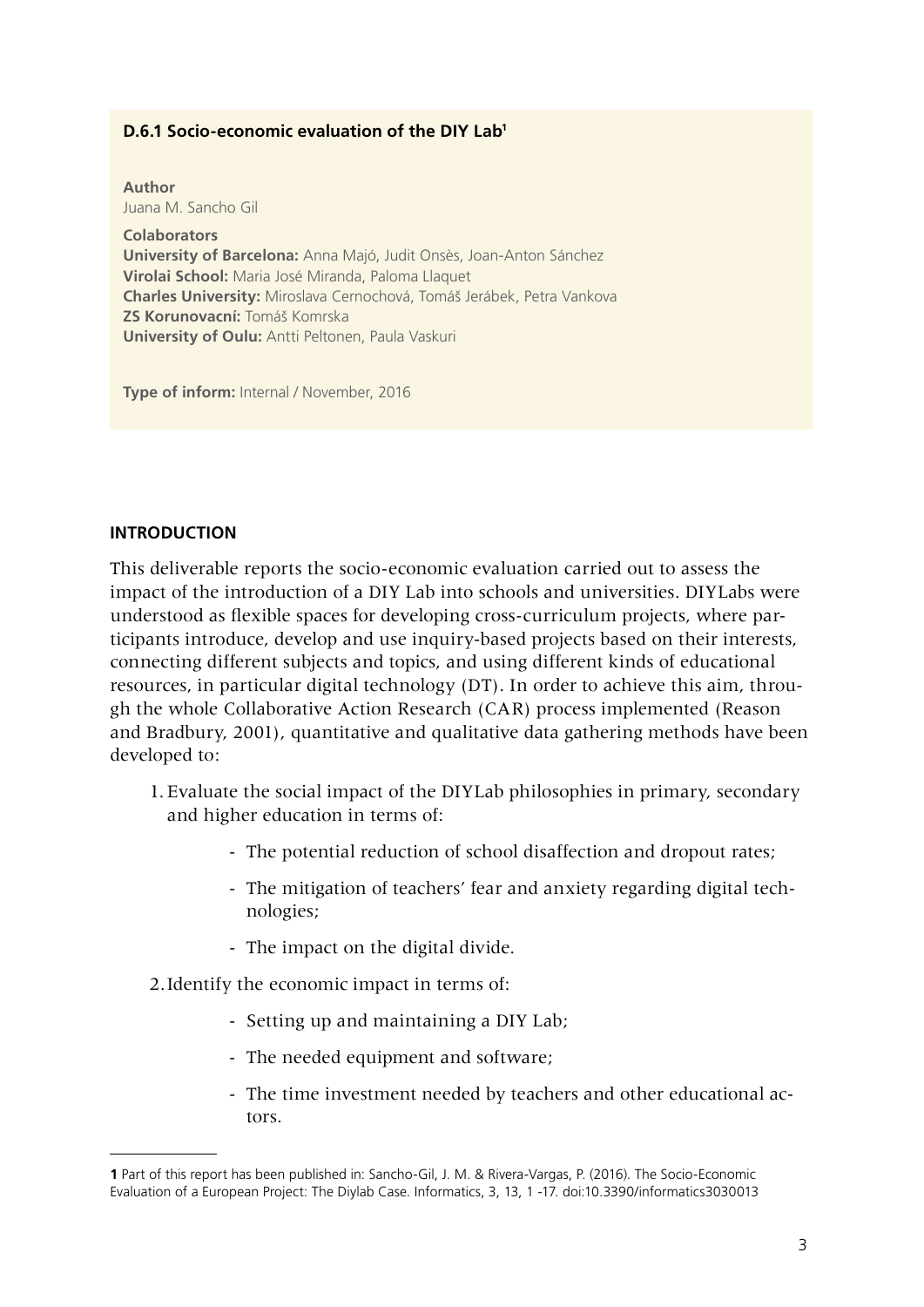**D.6.1 Socio-economic evaluation of the DIY Lab[1]**

**Author**
Juana M. Sancho Gil

**Colaborators**
**University of Barcelona:** Anna Majó, Judit Onsès, Joan-Anton Sánchez
**Virolai School:** Maria José Miranda, Paloma Llaquet
**Charles University:** Miroslava Cernochová, Tomáš Jerábek, Petra Vankova
**ZS Korunovacní:** Tomáš Komrska
**University of Oulu:** Antti Peltonen, Paula Vaskuri

**Type of inform:** Internal / November, 2016

## INTRODUCTION

This deliverable reports the socio-economic evaluation carried out to assess the impact of the introduction of a DIY Lab into schools and universities. DIYLabs were understood as flexible spaces for developing cross-curriculum projects, where participants introduce, develop and use inquiry-based projects based on their interests, connecting different subjects and topics, and using different kinds of educational resources, in particular digital technology (DT). In order to achieve this aim, through the whole Collaborative Action Research (CAR) process implemented (Reason and Bradbury, 2001), quantitative and qualitative data gathering methods have been developed to:

1. Evaluate the social impact of the DIYLab philosophies in primary, secondary and higher education in terms of:
    - The potential reduction of school disaffection and dropout rates;
    - The mitigation of teachers' fear and anxiety regarding digital technologies;
    - The impact on the digital divide.
2. Identify the economic impact in terms of:
    - Setting up and maintaining a DIY Lab;
    - The needed equipment and software;
    - The time investment needed by teachers and other educational actors.

---

**1** Part of this report has been published in: Sancho-Gil, J. M. & Rivera-Vargas, P. (2016). The Socio-Economic Evaluation of a European Project: The Diylab Case. Informatics, 3, 13, 1 -17. doi:10.3390/informatics3030013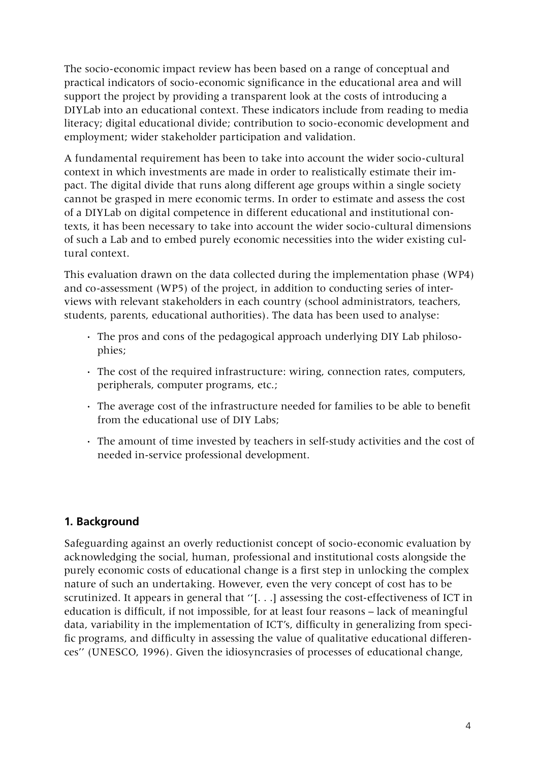The socio-economic impact review has been based on a range of conceptual and practical indicators of socio-economic significance in the educational area and will support the project by providing a transparent look at the costs of introducing a DIYLab into an educational context. These indicators include from reading to media literacy; digital educational divide; contribution to socio-economic development and employment; wider stakeholder participation and validation.

A fundamental requirement has been to take into account the wider socio-cultural context in which investments are made in order to realistically estimate their impact. The digital divide that runs along different age groups within a single society cannot be grasped in mere economic terms. In order to estimate and assess the cost of a DIYLab on digital competence in different educational and institutional contexts, it has been necessary to take into account the wider socio-cultural dimensions of such a Lab and to embed purely economic necessities into the wider existing cultural context.

This evaluation drawn on the data collected during the implementation phase (WP4) and co-assessment (WP5) of the project, in addition to conducting series of interviews with relevant stakeholders in each country (school administrators, teachers, students, parents, educational authorities). The data has been used to analyse:

- The pros and cons of the pedagogical approach underlying DIY Lab philosophies;
- The cost of the required infrastructure: wiring, connection rates, computers, peripherals, computer programs, etc.;
- The average cost of the infrastructure needed for families to be able to benefit from the educational use of DIY Labs;
- The amount of time invested by teachers in self-study activities and the cost of needed in-service professional development.

## 1. Background

Safeguarding against an overly reductionist concept of socio-economic evaluation by acknowledging the social, human, professional and institutional costs alongside the purely economic costs of educational change is a first step in unlocking the complex nature of such an undertaking. However, even the very concept of cost has to be scrutinized. It appears in general that ''[. . .] assessing the cost-effectiveness of ICT in education is difficult, if not impossible, for at least four reasons – lack of meaningful data, variability in the implementation of ICT's, difficulty in generalizing from specific programs, and difficulty in assessing the value of qualitative educational differences'' (UNESCO, 1996). Given the idiosyncrasies of processes of educational change,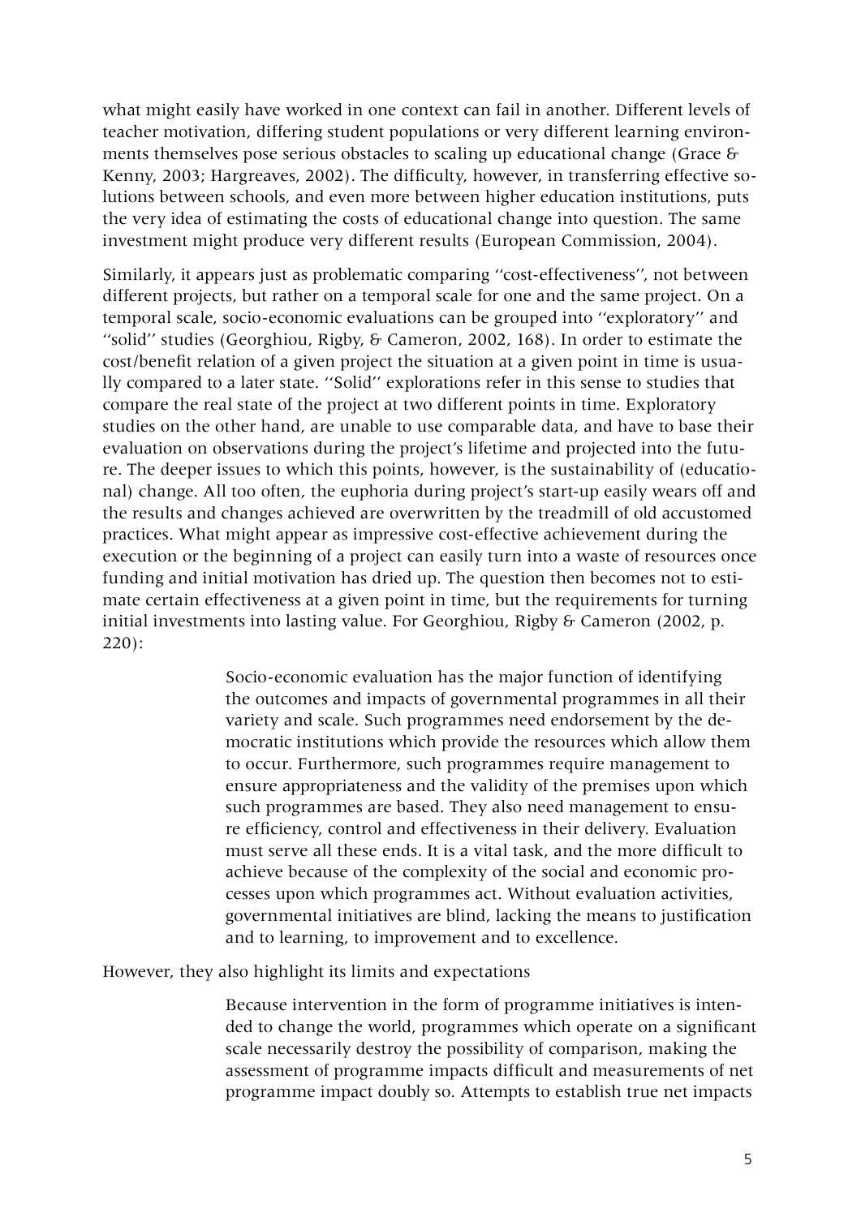what might easily have worked in one context can fail in another. Different levels of teacher motivation, differing student populations or very different learning environments themselves pose serious obstacles to scaling up educational change (Grace & Kenny, 2003; Hargreaves, 2002). The difficulty, however, in transferring effective solutions between schools, and even more between higher education institutions, puts the very idea of estimating the costs of educational change into question. The same investment might produce very different results (European Commission, 2004).

Similarly, it appears just as problematic comparing ''cost-effectiveness'', not between different projects, but rather on a temporal scale for one and the same project. On a temporal scale, socio-economic evaluations can be grouped into ''exploratory'' and ''solid'' studies (Georghiou, Rigby, & Cameron, 2002, 168). In order to estimate the cost/benefit relation of a given project the situation at a given point in time is usually compared to a later state. ''Solid'' explorations refer in this sense to studies that compare the real state of the project at two different points in time. Exploratory studies on the other hand, are unable to use comparable data, and have to base their evaluation on observations during the project's lifetime and projected into the future. The deeper issues to which this points, however, is the sustainability of (educational) change. All too often, the euphoria during project's start-up easily wears off and the results and changes achieved are overwritten by the treadmill of old accustomed practices. What might appear as impressive cost-effective achievement during the execution or the beginning of a project can easily turn into a waste of resources once funding and initial motivation has dried up. The question then becomes not to estimate certain effectiveness at a given point in time, but the requirements for turning initial investments into lasting value. For Georghiou, Rigby & Cameron (2002, p. 220):

> Socio-economic evaluation has the major function of identifying the outcomes and impacts of governmental programmes in all their variety and scale. Such programmes need endorsement by the democratic institutions which provide the resources which allow them to occur. Furthermore, such programmes require management to ensure appropriateness and the validity of the premises upon which such programmes are based. They also need management to ensure efficiency, control and effectiveness in their delivery. Evaluation must serve all these ends. It is a vital task, and the more difficult to achieve because of the complexity of the social and economic processes upon which programmes act. Without evaluation activities, governmental initiatives are blind, lacking the means to justification and to learning, to improvement and to excellence.

However, they also highlight its limits and expectations

> Because intervention in the form of programme initiatives is intended to change the world, programmes which operate on a significant scale necessarily destroy the possibility of comparison, making the assessment of programme impacts difficult and measurements of net programme impact doubly so. Attempts to establish true net impacts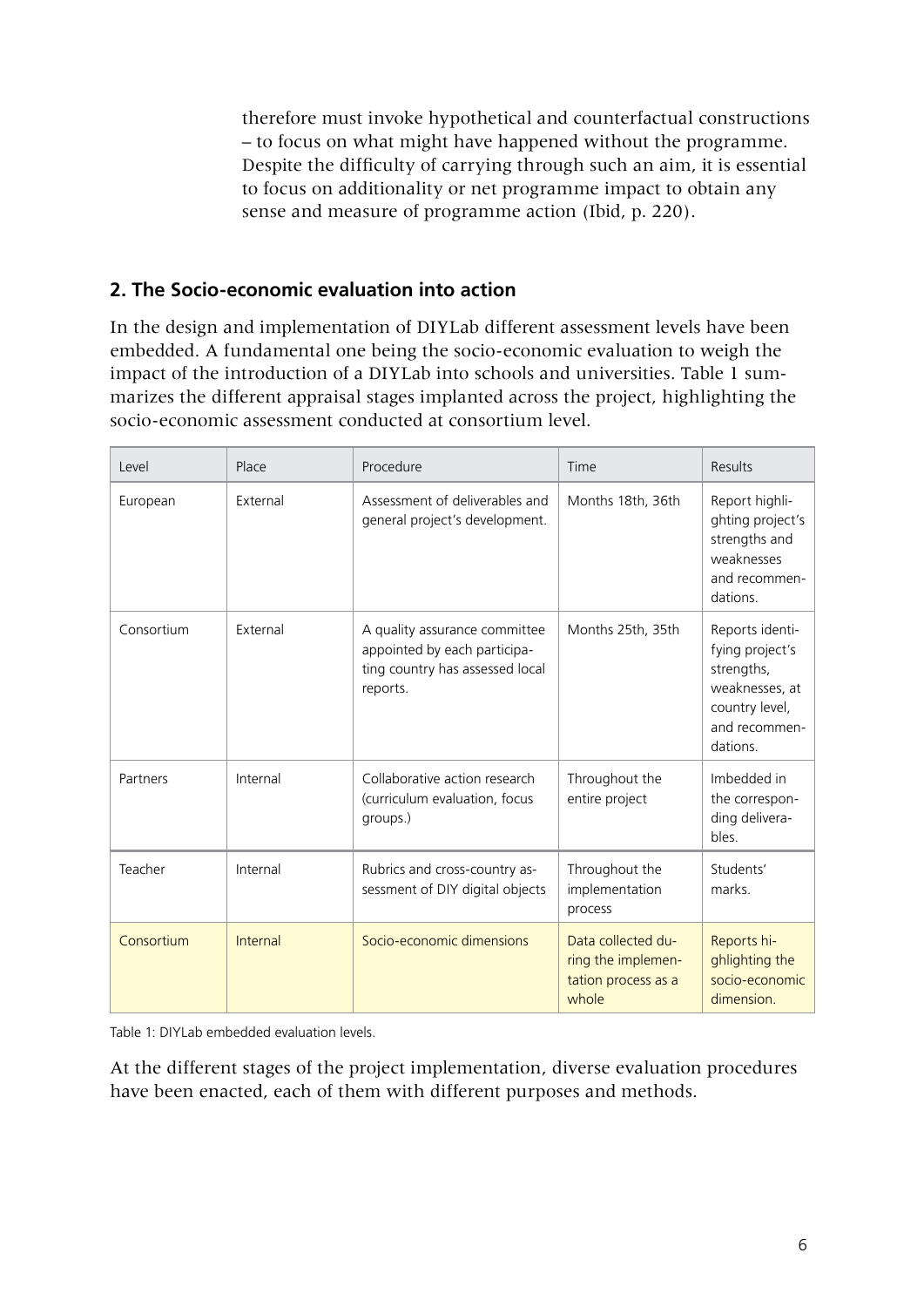therefore must invoke hypothetical and counterfactual constructions – to focus on what might have happened without the programme. Despite the difficulty of carrying through such an aim, it is essential to focus on additionality or net programme impact to obtain any sense and measure of programme action (Ibid, p. 220).

## 2. The Socio-economic evaluation into action

In the design and implementation of DIYLab different assessment levels have been embedded. A fundamental one being the socio-economic evaluation to weigh the impact of the introduction of a DIYLab into schools and universities. Table 1 summarizes the different appraisal stages implanted across the project, highlighting the socio-economic assessment conducted at consortium level.

| Level | Place | Procedure | Time | Results |
|---|---|---|---|---|
| European | External | Assessment of deliverables and general project's development. | Months 18th, 36th | Report highlighting project's strengths and weaknesses and recommendations. |
| Consortium | External | A quality assurance committee appointed by each participating country has assessed local reports. | Months 25th, 35th | Reports identifying project's strengths, weaknesses, at country level, and recommendations. |
| Partners | Internal | Collaborative action research (curriculum evaluation, focus groups.) | Throughout the entire project | Imbedded in the corresponding deliverables. |
| Teacher | Internal | Rubrics and cross-country assessment of DIY digital objects | Throughout the implementation process | Students' marks. |
| Consortium | Internal | Socio-economic dimensions | Data collected during the implementation process as a whole | Reports highlighting the socio-economic dimension. |

Table 1: DIYLab embedded evaluation levels.

At the different stages of the project implementation, diverse evaluation procedures have been enacted, each of them with different purposes and methods.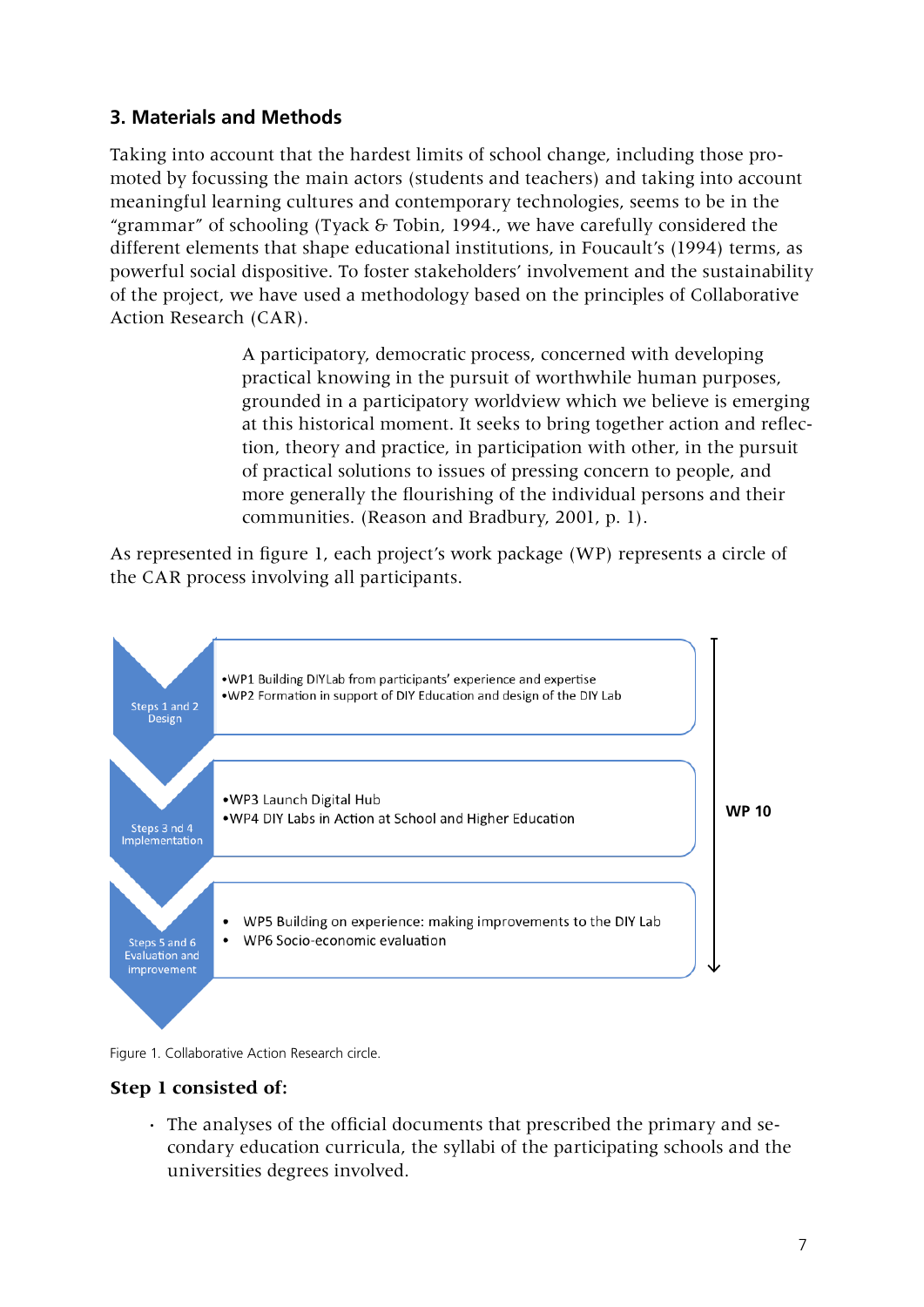## 3. Materials and Methods

Taking into account that the hardest limits of school change, including those promoted by focussing the main actors (students and teachers) and taking into account meaningful learning cultures and contemporary technologies, seems to be in the "grammar" of schooling (Tyack & Tobin, 1994., we have carefully considered the different elements that shape educational institutions, in Foucault's (1994) terms, as powerful social dispositive. To foster stakeholders' involvement and the sustainability of the project, we have used a methodology based on the principles of Collaborative Action Research (CAR).

> A participatory, democratic process, concerned with developing practical knowing in the pursuit of worthwhile human purposes, grounded in a participatory worldview which we believe is emerging at this historical moment. It seeks to bring together action and reflection, theory and practice, in participation with other, in the pursuit of practical solutions to issues of pressing concern to people, and more generally the flourishing of the individual persons and their communities. (Reason and Bradbury, 2001, p. 1).

As represented in figure 1, each project's work package (WP) represents a circle of the CAR process involving all participants.

Steps 1 and 2 Design
- WP1 Building DIYLab from participants' experience and expertise
- WP2 Formation in support of DIY Education and design of the DIY Lab

Steps 3 nd 4 Implementation
- WP3 Launch Digital Hub
- WP4 DIY Labs in Action at School and Higher Education

Steps 5 and 6 Evaluation and improvement
- WP5 Building on experience: making improvements to the DIY Lab
- WP6 Socio-economic evaluation

WP 10

Figure 1. Collaborative Action Research circle.

**Step 1 consisted of:**

- The analyses of the official documents that prescribed the primary and secondary education curricula, the syllabi of the participating schools and the universities degrees involved.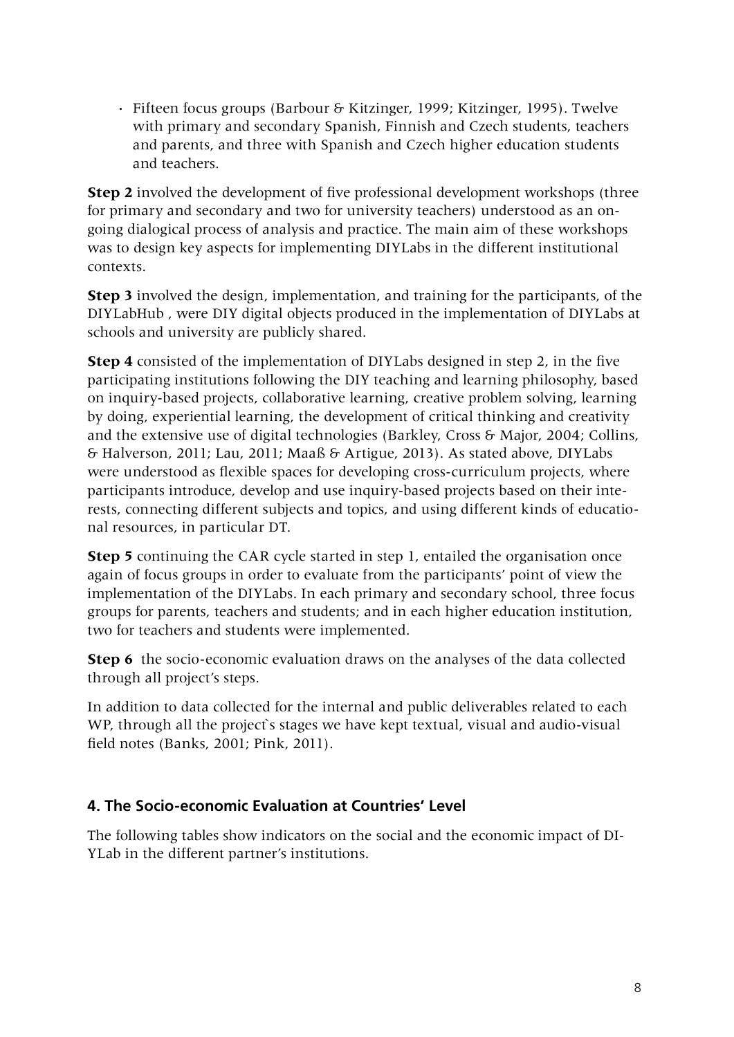- Fifteen focus groups (Barbour & Kitzinger, 1999; Kitzinger, 1995). Twelve with primary and secondary Spanish, Finnish and Czech students, teachers and parents, and three with Spanish and Czech higher education students and teachers.

**Step 2** involved the development of five professional development workshops (three for primary and secondary and two for university teachers) understood as an ongoing dialogical process of analysis and practice. The main aim of these workshops was to design key aspects for implementing DIYLabs in the different institutional contexts.

**Step 3** involved the design, implementation, and training for the participants, of the DIYLabHub , were DIY digital objects produced in the implementation of DIYLabs at schools and university are publicly shared.

**Step 4** consisted of the implementation of DIYLabs designed in step 2, in the five participating institutions following the DIY teaching and learning philosophy, based on inquiry-based projects, collaborative learning, creative problem solving, learning by doing, experiential learning, the development of critical thinking and creativity and the extensive use of digital technologies (Barkley, Cross & Major, 2004; Collins, & Halverson, 2011; Lau, 2011; Maaß & Artigue, 2013). As stated above, DIYLabs were understood as flexible spaces for developing cross-curriculum projects, where participants introduce, develop and use inquiry-based projects based on their interests, connecting different subjects and topics, and using different kinds of educational resources, in particular DT.

**Step 5** continuing the CAR cycle started in step 1, entailed the organisation once again of focus groups in order to evaluate from the participants' point of view the implementation of the DIYLabs. In each primary and secondary school, three focus groups for parents, teachers and students; and in each higher education institution, two for teachers and students were implemented.

**Step 6** the socio-economic evaluation draws on the analyses of the data collected through all project's steps.

In addition to data collected for the internal and public deliverables related to each WP, through all the project`s stages we have kept textual, visual and audio-visual field notes (Banks, 2001; Pink, 2011).

## 4. The Socio-economic Evaluation at Countries' Level

The following tables show indicators on the social and the economic impact of DIYLab in the different partner's institutions.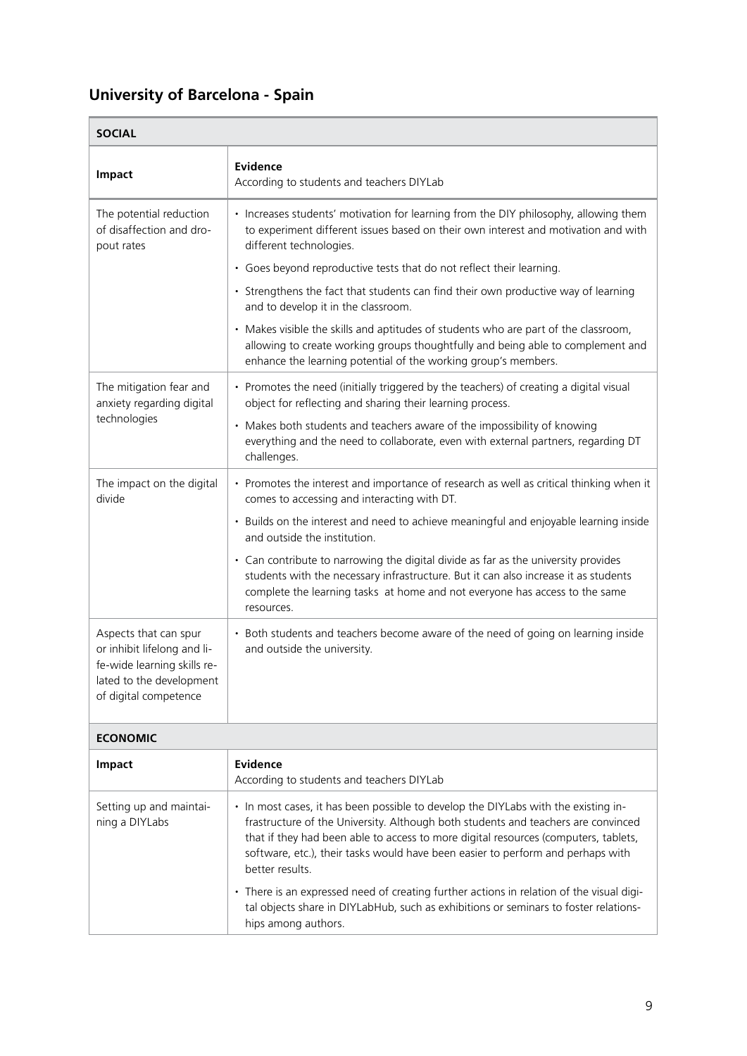## University of Barcelona - Spain

| SOCIAL | |
|---|---|
| **Impact** | **Evidence**<br>According to students and teachers DIYLab |
| The potential reduction of disaffection and dropout rates | • Increases students' motivation for learning from the DIY philosophy, allowing them to experiment different issues based on their own interest and motivation and with different technologies.<br>• Goes beyond reproductive tests that do not reflect their learning.<br>• Strengthens the fact that students can find their own productive way of learning and to develop it in the classroom.<br>• Makes visible the skills and aptitudes of students who are part of the classroom, allowing to create working groups thoughtfully and being able to complement and enhance the learning potential of the working group's members. |
| The mitigation fear and anxiety regarding digital technologies | • Promotes the need (initially triggered by the teachers) of creating a digital visual object for reflecting and sharing their learning process.<br>• Makes both students and teachers aware of the impossibility of knowing everything and the need to collaborate, even with external partners, regarding DT challenges. |
| The impact on the digital divide | • Promotes the interest and importance of research as well as critical thinking when it comes to accessing and interacting with DT.<br>• Builds on the interest and need to achieve meaningful and enjoyable learning inside and outside the institution.<br>• Can contribute to narrowing the digital divide as far as the university provides students with the necessary infrastructure. But it can also increase it as students complete the learning tasks at home and not everyone has access to the same resources. |
| Aspects that can spur or inhibit lifelong and life-wide learning skills related to the development of digital competence | • Both students and teachers become aware of the need of going on learning inside and outside the university. |

| ECONOMIC | |
|---|---|
| **Impact** | **Evidence**<br>According to students and teachers DIYLab |
| Setting up and maintaining a DIYLabs | • In most cases, it has been possible to develop the DIYLabs with the existing infrastructure of the University. Although both students and teachers are convinced that if they had been able to access to more digital resources (computers, tablets, software, etc.), their tasks would have been easier to perform and perhaps with better results.<br>• There is an expressed need of creating further actions in relation of the visual digital objects share in DIYLabHub, such as exhibitions or seminars to foster relationships among authors. |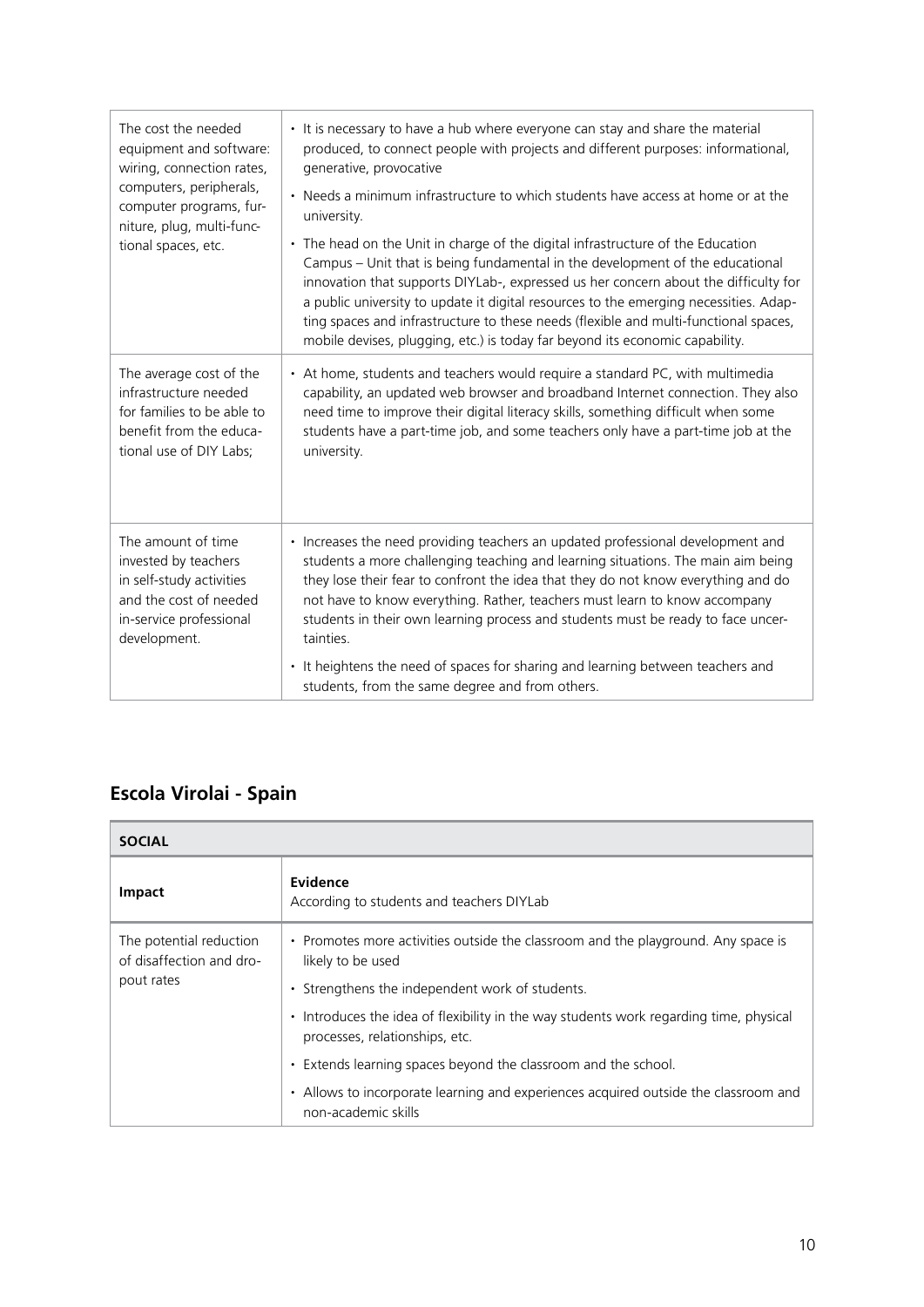| | |
|---|---|
| The cost the needed equipment and software: wiring, connection rates, computers, peripherals, computer programs, furniture, plug, multi-functional spaces, etc. | • It is necessary to have a hub where everyone can stay and share the material produced, to connect people with projects and different purposes: informational, generative, provocative<br>• Needs a minimum infrastructure to which students have access at home or at the university.<br>• The head on the Unit in charge of the digital infrastructure of the Education Campus – Unit that is being fundamental in the development of the educational innovation that supports DIYLab-, expressed us her concern about the difficulty for a public university to update it digital resources to the emerging necessities. Adapting spaces and infrastructure to these needs (flexible and multi-functional spaces, mobile devises, plugging, etc.) is today far beyond its economic capability. |
| The average cost of the infrastructure needed for families to be able to benefit from the educational use of DIY Labs; | • At home, students and teachers would require a standard PC, with multimedia capability, an updated web browser and broadband Internet connection. They also need time to improve their digital literacy skills, something difficult when some students have a part-time job, and some teachers only have a part-time job at the university. |
| The amount of time invested by teachers in self-study activities and the cost of needed in-service professional development. | • Increases the need providing teachers an updated professional development and students a more challenging teaching and learning situations. The main aim being they lose their fear to confront the idea that they do not know everything and do not have to know everything. Rather, teachers must learn to know accompany students in their own learning process and students must be ready to face uncertainties.<br>• It heightens the need of spaces for sharing and learning between teachers and students, from the same degree and from others. |

## Escola Virolai - Spain

| **SOCIAL** | |
|---|---|
| **Impact** | **Evidence**<br>According to students and teachers DIYLab |
| The potential reduction of disaffection and dropout rates | • Promotes more activities outside the classroom and the playground. Any space is likely to be used<br>• Strengthens the independent work of students.<br>• Introduces the idea of flexibility in the way students work regarding time, physical processes, relationships, etc.<br>• Extends learning spaces beyond the classroom and the school.<br>• Allows to incorporate learning and experiences acquired outside the classroom and non-academic skills |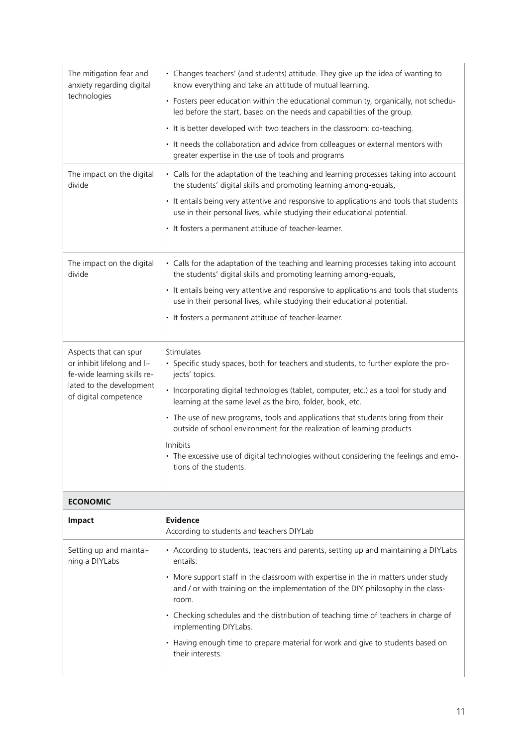| | |
|---|---|
| The mitigation fear and anxiety regarding digital technologies | • Changes teachers' (and students) attitude. They give up the idea of wanting to know everything and take an attitude of mutual learning.<br>• Fosters peer education within the educational community, organically, not scheduled before the start, based on the needs and capabilities of the group.<br>• It is better developed with two teachers in the classroom: co-teaching.<br>• It needs the collaboration and advice from colleagues or external mentors with greater expertise in the use of tools and programs |
| The impact on the digital divide | • Calls for the adaptation of the teaching and learning processes taking into account the students' digital skills and promoting learning among-equals,<br>• It entails being very attentive and responsive to applications and tools that students use in their personal lives, while studying their educational potential.<br>• It fosters a permanent attitude of teacher-learner. |
| The impact on the digital divide | • Calls for the adaptation of the teaching and learning processes taking into account the students' digital skills and promoting learning among-equals,<br>• It entails being very attentive and responsive to applications and tools that students use in their personal lives, while studying their educational potential.<br>• It fosters a permanent attitude of teacher-learner. |
| Aspects that can spur or inhibit lifelong and life-wide learning skills related to the development of digital competence | Stimulates<br>• Specific study spaces, both for teachers and students, to further explore the projects' topics.<br>• Incorporating digital technologies (tablet, computer, etc.) as a tool for study and learning at the same level as the biro, folder, book, etc.<br>• The use of new programs, tools and applications that students bring from their outside of school environment for the realization of learning products<br>Inhibits<br>• The excessive use of digital technologies without considering the feelings and emotions of the students. |
| **ECONOMIC** | |
| **Impact** | **Evidence**<br>According to students and teachers DIYLab |
| Setting up and maintaining a DIYLabs | • According to students, teachers and parents, setting up and maintaining a DIYLabs entails:<br>• More support staff in the classroom with expertise in the in matters under study and / or with training on the implementation of the DIY philosophy in the classroom.<br>• Checking schedules and the distribution of teaching time of teachers in charge of implementing DIYLabs.<br>• Having enough time to prepare material for work and give to students based on their interests. |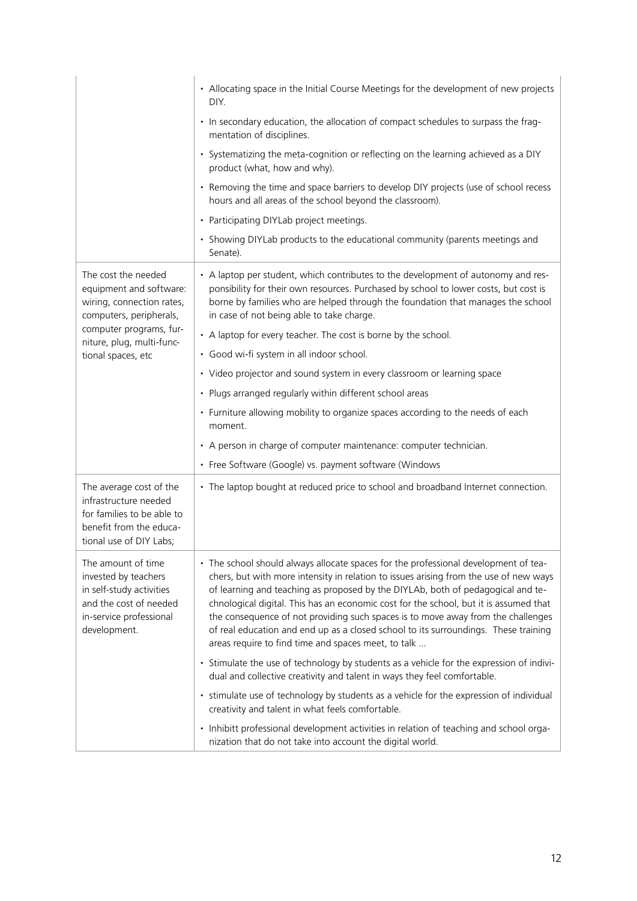| | |
|---|---|
| | • Allocating space in the Initial Course Meetings for the development of new projects DIY.<br>• In secondary education, the allocation of compact schedules to surpass the fragmentation of disciplines.<br>• Systematizing the meta-cognition or reflecting on the learning achieved as a DIY product (what, how and why).<br>• Removing the time and space barriers to develop DIY projects (use of school recess hours and all areas of the school beyond the classroom).<br>• Participating DIYLab project meetings.<br>• Showing DIYLab products to the educational community (parents meetings and Senate). |
| The cost the needed equipment and software: wiring, connection rates, computers, peripherals, computer programs, furniture, plug, multi-functional spaces, etc | • A laptop per student, which contributes to the development of autonomy and responsibility for their own resources. Purchased by school to lower costs, but cost is borne by families who are helped through the foundation that manages the school in case of not being able to take charge.<br>• A laptop for every teacher. The cost is borne by the school.<br>• Good wi-fi system in all indoor school.<br>• Video projector and sound system in every classroom or learning space<br>• Plugs arranged regularly within different school areas<br>• Furniture allowing mobility to organize spaces according to the needs of each moment.<br>• A person in charge of computer maintenance: computer technician.<br>• Free Software (Google) vs. payment software (Windows |
| The average cost of the infrastructure needed for families to be able to benefit from the educational use of DIY Labs; | • The laptop bought at reduced price to school and broadband Internet connection. |
| The amount of time invested by teachers in self-study activities and the cost of needed in-service professional development. | • The school should always allocate spaces for the professional development of teachers, but with more intensity in relation to issues arising from the use of new ways of learning and teaching as proposed by the DIYLAb, both of pedagogical and technological digital. This has an economic cost for the school, but it is assumed that the consequence of not providing such spaces is to move away from the challenges of real education and end up as a closed school to its surroundings. These training areas require to find time and spaces meet, to talk ...<br>• Stimulate the use of technology by students as a vehicle for the expression of individual and collective creativity and talent in ways they feel comfortable.<br>• stimulate use of technology by students as a vehicle for the expression of individual creativity and talent in what feels comfortable.<br>• Inhibitt professional development activities in relation of teaching and school organization that do not take into account the digital world. |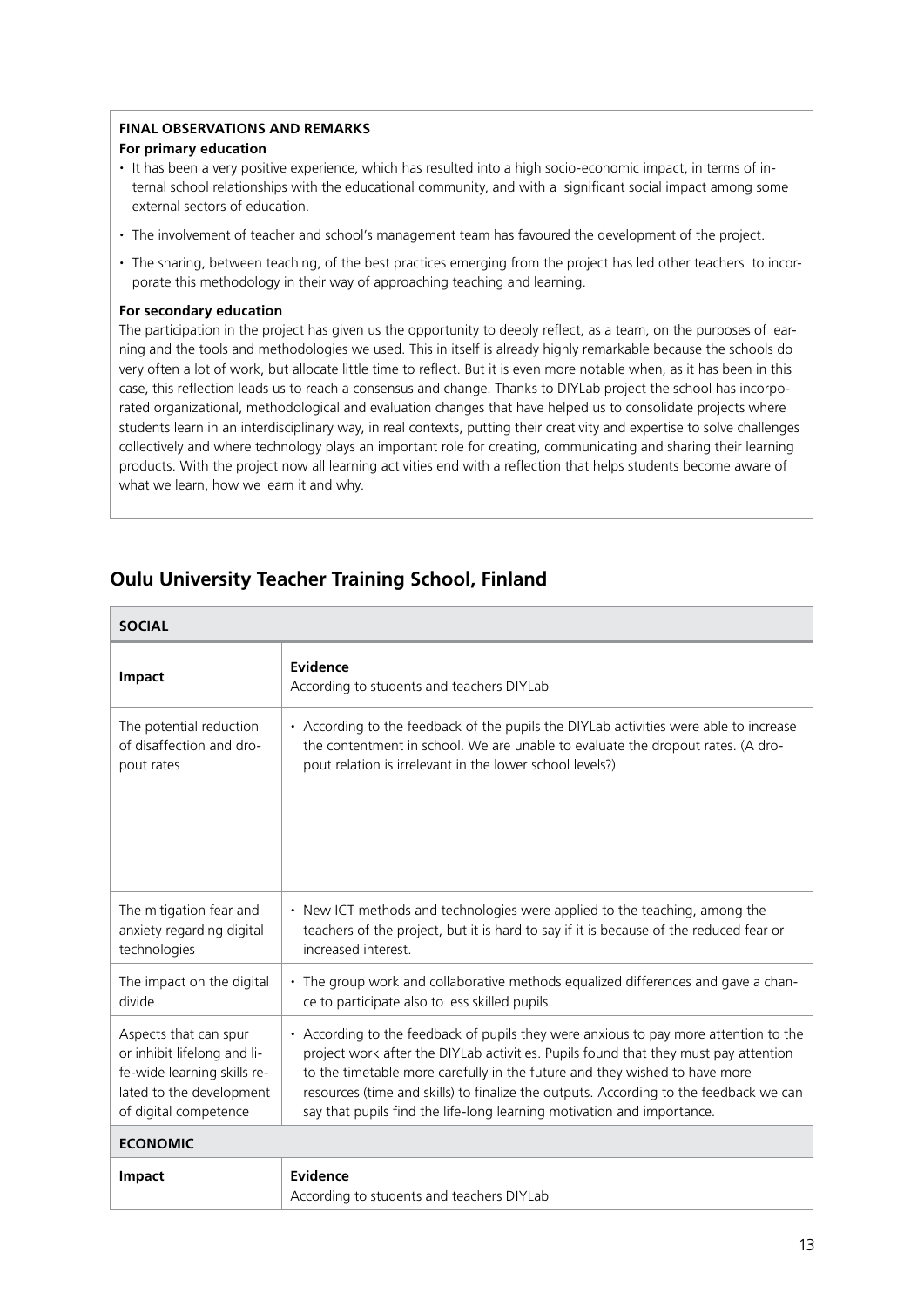**FINAL OBSERVATIONS AND REMARKS**

**For primary education**

- It has been a very positive experience, which has resulted into a high socio-economic impact, in terms of internal school relationships with the educational community, and with a significant social impact among some external sectors of education.
- The involvement of teacher and school's management team has favoured the development of the project.
- The sharing, between teaching, of the best practices emerging from the project has led other teachers to incorporate this methodology in their way of approaching teaching and learning.

**For secondary education**

The participation in the project has given us the opportunity to deeply reflect, as a team, on the purposes of learning and the tools and methodologies we used. This in itself is already highly remarkable because the schools do very often a lot of work, but allocate little time to reflect. But it is even more notable when, as it has been in this case, this reflection leads us to reach a consensus and change. Thanks to DIYLab project the school has incorporated organizational, methodological and evaluation changes that have helped us to consolidate projects where students learn in an interdisciplinary way, in real contexts, putting their creativity and expertise to solve challenges collectively and where technology plays an important role for creating, communicating and sharing their learning products. With the project now all learning activities end with a reflection that helps students become aware of what we learn, how we learn it and why.

## Oulu University Teacher Training School, Finland

| **SOCIAL** | |
|---|---|
| **Impact** | **Evidence**<br>According to students and teachers DIYLab |
| The potential reduction of disaffection and dropout rates | • According to the feedback of the pupils the DIYLab activities were able to increase the contentment in school. We are unable to evaluate the dropout rates. (A dropout relation is irrelevant in the lower school levels?) |
| The mitigation fear and anxiety regarding digital technologies | • New ICT methods and technologies were applied to the teaching, among the teachers of the project, but it is hard to say if it is because of the reduced fear or increased interest. |
| The impact on the digital divide | • The group work and collaborative methods equalized differences and gave a chance to participate also to less skilled pupils. |
| Aspects that can spur or inhibit lifelong and life-wide learning skills related to the development of digital competence | • According to the feedback of pupils they were anxious to pay more attention to the project work after the DIYLab activities. Pupils found that they must pay attention to the timetable more carefully in the future and they wished to have more resources (time and skills) to finalize the outputs. According to the feedback we can say that pupils find the life-long learning motivation and importance. |
| **ECONOMIC** | |
| **Impact** | **Evidence**<br>According to students and teachers DIYLab |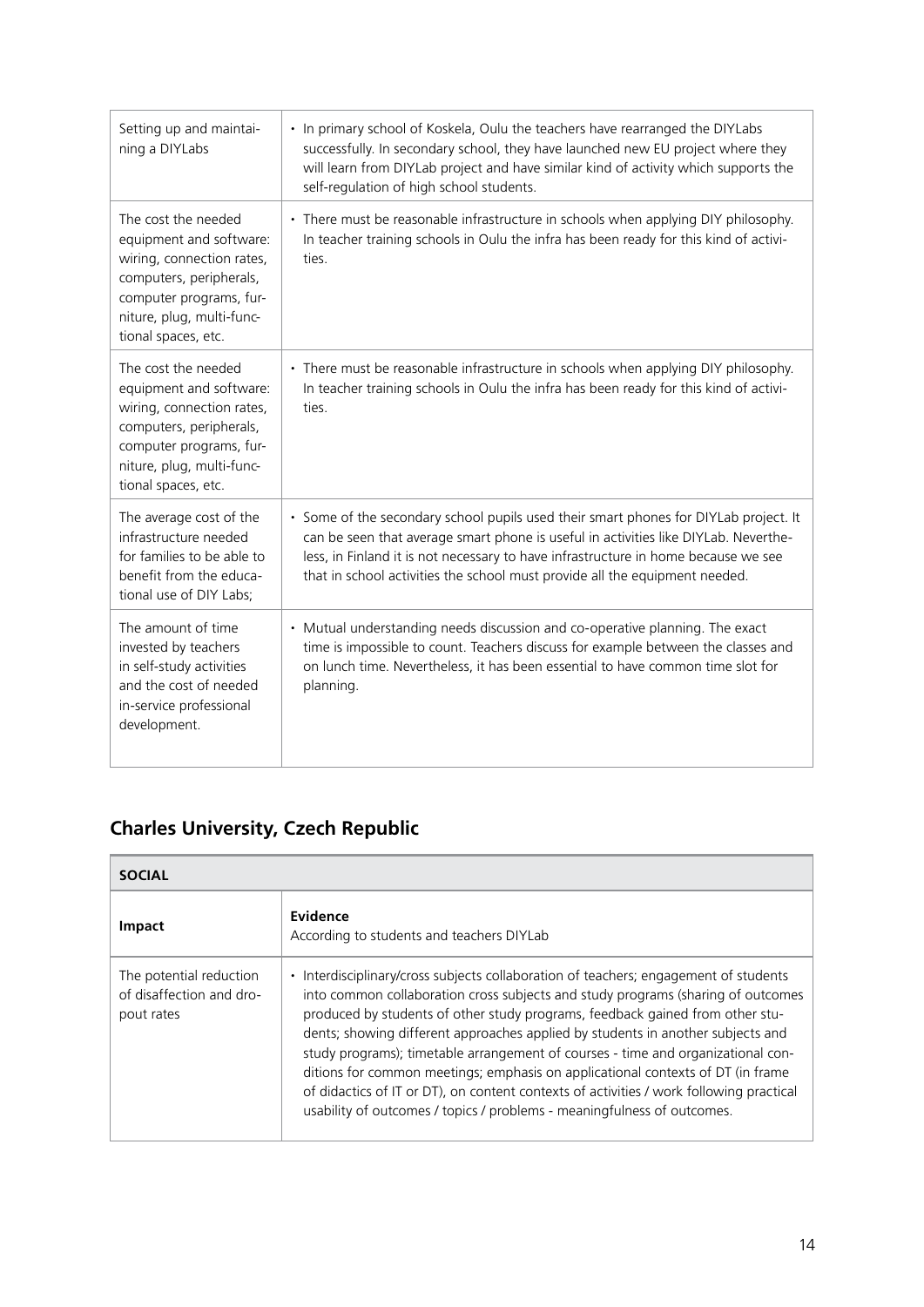| | |
|---|---|
| Setting up and maintaining a DIYLabs | • In primary school of Koskela, Oulu the teachers have rearranged the DIYLabs successfully. In secondary school, they have launched new EU project where they will learn from DIYLab project and have similar kind of activity which supports the self-regulation of high school students. |
| The cost the needed equipment and software: wiring, connection rates, computers, peripherals, computer programs, furniture, plug, multi-functional spaces, etc. | • There must be reasonable infrastructure in schools when applying DIY philosophy. In teacher training schools in Oulu the infra has been ready for this kind of activities. |
| The cost the needed equipment and software: wiring, connection rates, computers, peripherals, computer programs, furniture, plug, multi-functional spaces, etc. | • There must be reasonable infrastructure in schools when applying DIY philosophy. In teacher training schools in Oulu the infra has been ready for this kind of activities. |
| The average cost of the infrastructure needed for families to be able to benefit from the educational use of DIY Labs; | • Some of the secondary school pupils used their smart phones for DIYLab project. It can be seen that average smart phone is useful in activities like DIYLab. Nevertheless, in Finland it is not necessary to have infrastructure in home because we see that in school activities the school must provide all the equipment needed. |
| The amount of time invested by teachers in self-study activities and the cost of needed in-service professional development. | • Mutual understanding needs discussion and co-operative planning. The exact time is impossible to count. Teachers discuss for example between the classes and on lunch time. Nevertheless, it has been essential to have common time slot for planning. |

## Charles University, Czech Republic

| **SOCIAL** | |
|---|---|
| **Impact** | **Evidence**<br>According to students and teachers DIYLab |
| The potential reduction of disaffection and dropout rates | • Interdisciplinary/cross subjects collaboration of teachers; engagement of students into common collaboration cross subjects and study programs (sharing of outcomes produced by students of other study programs, feedback gained from other students; showing different approaches applied by students in another subjects and study programs); timetable arrangement of courses - time and organizational conditions for common meetings; emphasis on applicational contexts of DT (in frame of didactics of IT or DT), on content contexts of activities / work following practical usability of outcomes / topics / problems - meaningfulness of outcomes. |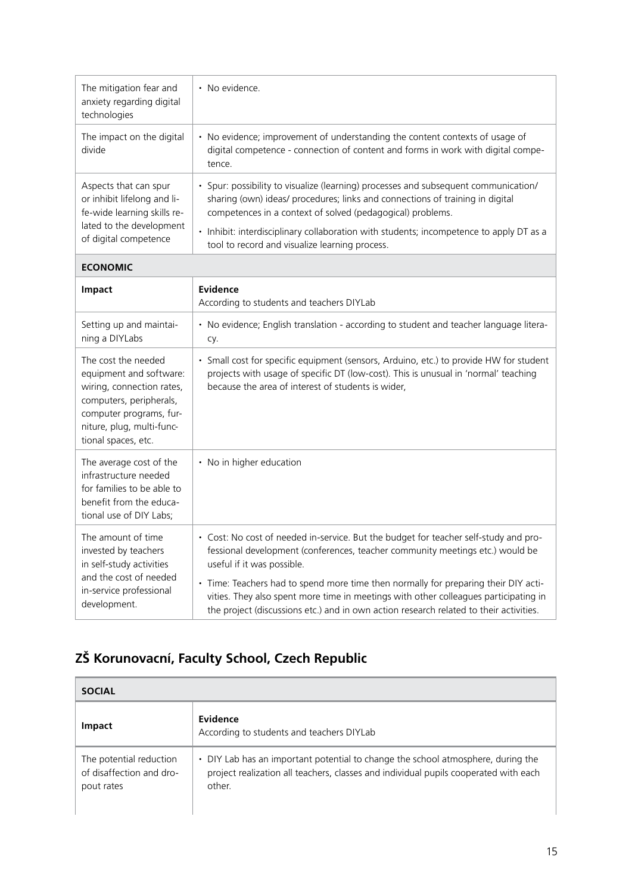| | |
|---|---|
| The mitigation fear and anxiety regarding digital technologies | • No evidence. |
| The impact on the digital divide | • No evidence; improvement of understanding the content contexts of usage of digital competence - connection of content and forms in work with digital competence. |
| Aspects that can spur or inhibit lifelong and life-wide learning skills related to the development of digital competence | • Spur: possibility to visualize (learning) processes and subsequent communication/ sharing (own) ideas/ procedures; links and connections of training in digital competences in a context of solved (pedagogical) problems.<br>• Inhibit: interdisciplinary collaboration with students; incompetence to apply DT as a tool to record and visualize learning process. |
| **ECONOMIC** | |
| **Impact** | **Evidence**<br>According to students and teachers DIYLab |
| Setting up and maintaining a DIYLabs | • No evidence; English translation - according to student and teacher language literacy. |
| The cost the needed equipment and software: wiring, connection rates, computers, peripherals, computer programs, furniture, plug, multi-functional spaces, etc. | • Small cost for specific equipment (sensors, Arduino, etc.) to provide HW for student projects with usage of specific DT (low-cost). This is unusual in 'normal' teaching because the area of interest of students is wider, |
| The average cost of the infrastructure needed for families to be able to benefit from the educational use of DIY Labs; | • No in higher education |
| The amount of time invested by teachers in self-study activities and the cost of needed in-service professional development. | • Cost: No cost of needed in-service. But the budget for teacher self-study and professional development (conferences, teacher community meetings etc.) would be useful if it was possible.<br>• Time: Teachers had to spend more time then normally for preparing their DIY activities. They also spent more time in meetings with other colleagues participating in the project (discussions etc.) and in own action research related to their activities. |

## ZŠ Korunovací, Faculty School, Czech Republic

| **SOCIAL** | |
|---|---|
| **Impact** | **Evidence**<br>According to students and teachers DIYLab |
| The potential reduction of disaffection and dropout rates | • DIY Lab has an important potential to change the school atmosphere, during the project realization all teachers, classes and individual pupils cooperated with each other. |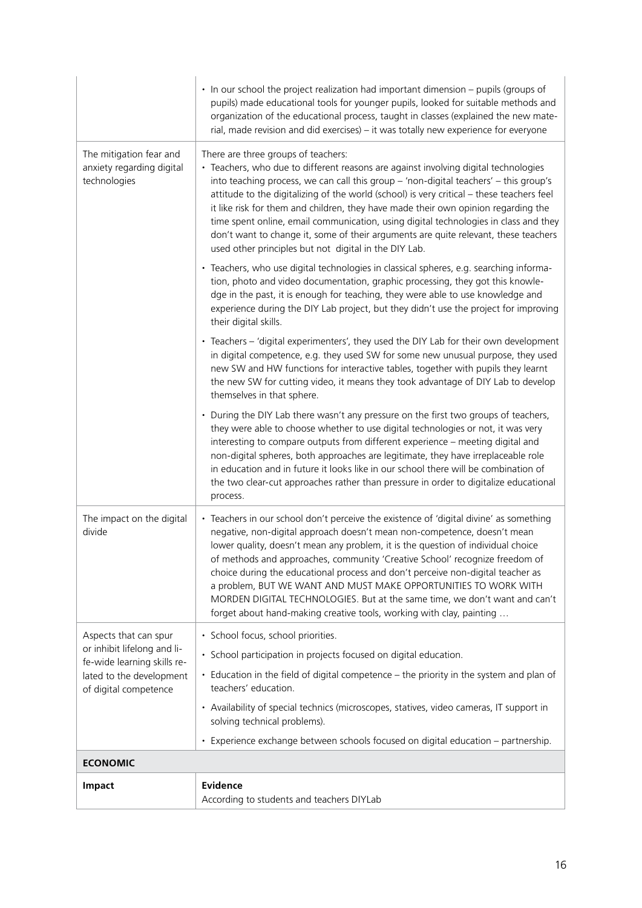| | |
|---|---|
| | • In our school the project realization had important dimension – pupils (groups of pupils) made educational tools for younger pupils, looked for suitable methods and organization of the educational process, taught in classes (explained the new material, made revision and did exercises) – it was totally new experience for everyone |
| The mitigation fear and anxiety regarding digital technologies | There are three groups of teachers:<br>• Teachers, who due to different reasons are against involving digital technologies into teaching process, we can call this group – 'non-digital teachers' – this group's attitude to the digitalizing of the world (school) is very critical – these teachers feel it like risk for them and children, they have made their own opinion regarding the time spent online, email communication, using digital technologies in class and they don't want to change it, some of their arguments are quite relevant, these teachers used other principles but not digital in the DIY Lab.<br>• Teachers, who use digital technologies in classical spheres, e.g. searching information, photo and video documentation, graphic processing, they got this knowledge in the past, it is enough for teaching, they were able to use knowledge and experience during the DIY Lab project, but they didn't use the project for improving their digital skills.<br>• Teachers – 'digital experimenters', they used the DIY Lab for their own development in digital competence, e.g. they used SW for some new unusual purpose, they used new SW and HW functions for interactive tables, together with pupils they learnt the new SW for cutting video, it means they took advantage of DIY Lab to develop themselves in that sphere.<br>• During the DIY Lab there wasn't any pressure on the first two groups of teachers, they were able to choose whether to use digital technologies or not, it was very interesting to compare outputs from different experience – meeting digital and non-digital spheres, both approaches are legitimate, they have irreplaceable role in education and in future it looks like in our school there will be combination of the two clear-cut approaches rather than pressure in order to digitalize educational process. |
| The impact on the digital divide | • Teachers in our school don't perceive the existence of 'digital divine' as something negative, non-digital approach doesn't mean non-competence, doesn't mean lower quality, doesn't mean any problem, it is the question of individual choice of methods and approaches, community 'Creative School' recognize freedom of choice during the educational process and don't perceive non-digital teacher as a problem, BUT WE WANT AND MUST MAKE OPPORTUNITIES TO WORK WITH MORDEN DIGITAL TECHNOLOGIES. But at the same time, we don't want and can't forget about hand-making creative tools, working with clay, painting … |
| Aspects that can spur or inhibit lifelong and life-wide learning skills related to the development of digital competence | • School focus, school priorities.<br>• School participation in projects focused on digital education.<br>• Education in the field of digital competence – the priority in the system and plan of teachers' education.<br>• Availability of special technics (microscopes, statives, video cameras, IT support in solving technical problems).<br>• Experience exchange between schools focused on digital education – partnership. |
| **ECONOMIC** | |
| **Impact** | **Evidence**<br>According to students and teachers DIYLab |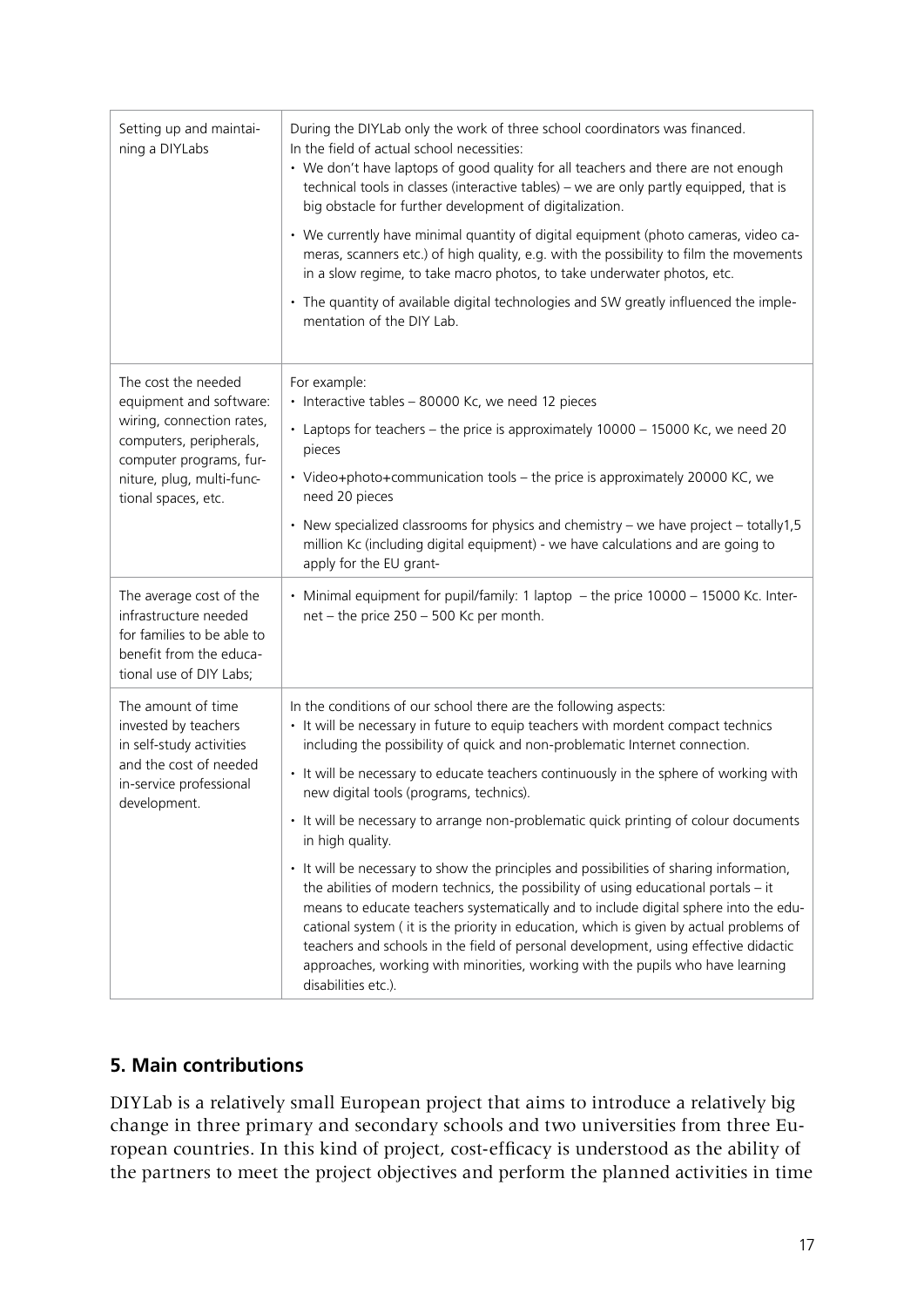| Setting up and maintaining a DIYLabs | During the DIYLab only the work of three school coordinators was financed.<br>In the field of actual school necessities:<br>• We don't have laptops of good quality for all teachers and there are not enough technical tools in classes (interactive tables) – we are only partly equipped, that is big obstacle for further development of digitalization.<br>• We currently have minimal quantity of digital equipment (photo cameras, video cameras, scanners etc.) of high quality, e.g. with the possibility to film the movements in a slow regime, to take macro photos, to take underwater photos, etc.<br>• The quantity of available digital technologies and SW greatly influenced the implementation of the DIY Lab. |
|---|---|
| The cost the needed equipment and software: wiring, connection rates, computers, peripherals, computer programs, furniture, plug, multi-functional spaces, etc. | For example:<br>• Interactive tables – 80000 Kc, we need 12 pieces<br>• Laptops for teachers – the price is approximately 10000 – 15000 Kc, we need 20 pieces<br>• Video+photo+communication tools – the price is approximately 20000 KC, we need 20 pieces<br>• New specialized classrooms for physics and chemistry – we have project – totally1,5 million Kc (including digital equipment) - we have calculations and are going to apply for the EU grant- |
| The average cost of the infrastructure needed for families to be able to benefit from the educational use of DIY Labs; | • Minimal equipment for pupil/family: 1 laptop – the price 10000 – 15000 Kc. Internet – the price 250 – 500 Kc per month. |
| The amount of time invested by teachers in self-study activities and the cost of needed in-service professional development. | In the conditions of our school there are the following aspects:<br>• It will be necessary in future to equip teachers with mordent compact technics including the possibility of quick and non-problematic Internet connection.<br>• It will be necessary to educate teachers continuously in the sphere of working with new digital tools (programs, technics).<br>• It will be necessary to arrange non-problematic quick printing of colour documents in high quality.<br>• It will be necessary to show the principles and possibilities of sharing information, the abilities of modern technics, the possibility of using educational portals – it means to educate teachers systematically and to include digital sphere into the educational system ( it is the priority in education, which is given by actual problems of teachers and schools in the field of personal development, using effective didactic approaches, working with minorities, working with the pupils who have learning disabilities etc.). |

## 5. Main contributions

DIYLab is a relatively small European project that aims to introduce a relatively big change in three primary and secondary schools and two universities from three European countries. In this kind of project, cost-efficacy is understood as the ability of the partners to meet the project objectives and perform the planned activities in time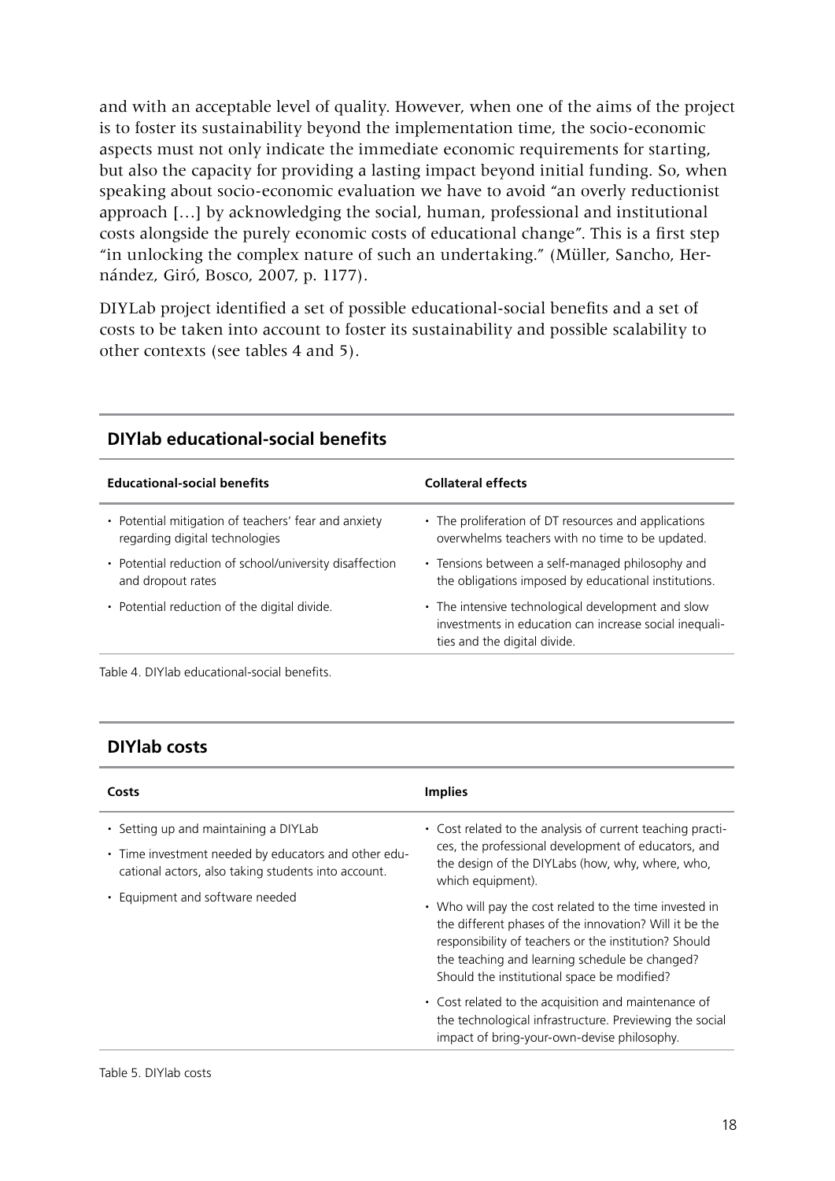and with an acceptable level of quality. However, when one of the aims of the project is to foster its sustainability beyond the implementation time, the socio-economic aspects must not only indicate the immediate economic requirements for starting, but also the capacity for providing a lasting impact beyond initial funding. So, when speaking about socio-economic evaluation we have to avoid "an overly reductionist approach […] by acknowledging the social, human, professional and institutional costs alongside the purely economic costs of educational change". This is a first step "in unlocking the complex nature of such an undertaking." (Müller, Sancho, Hernández, Giró, Bosco, 2007, p. 1177).

DIYLab project identified a set of possible educational-social benefits and a set of costs to be taken into account to foster its sustainability and possible scalability to other contexts (see tables 4 and 5).

## DIYlab educational-social benefits

| Educational-social benefits | Collateral effects |
| --- | --- |
| • Potential mitigation of teachers' fear and anxiety regarding digital technologies | • The proliferation of DT resources and applications overwhelms teachers with no time to be updated. |
| • Potential reduction of school/university disaffection and dropout rates | • Tensions between a self-managed philosophy and the obligations imposed by educational institutions. |
| • Potential reduction of the digital divide. | • The intensive technological development and slow investments in education can increase social inequalities and the digital divide. |

Table 4. DIYlab educational-social benefits.

## DIYlab costs

| Costs | Implies |
| --- | --- |
| • Setting up and maintaining a DIYLab<br>• Time investment needed by educators and other educational actors, also taking students into account.<br>• Equipment and software needed | • Cost related to the analysis of current teaching practices, the professional development of educators, and the design of the DIYLabs (how, why, where, who, which equipment).<br>• Who will pay the cost related to the time invested in the different phases of the innovation? Will it be the responsibility of teachers or the institution? Should the teaching and learning schedule be changed? Should the institutional space be modified?<br>• Cost related to the acquisition and maintenance of the technological infrastructure. Previewing the social impact of bring-your-own-devise philosophy. |

Table 5. DIYlab costs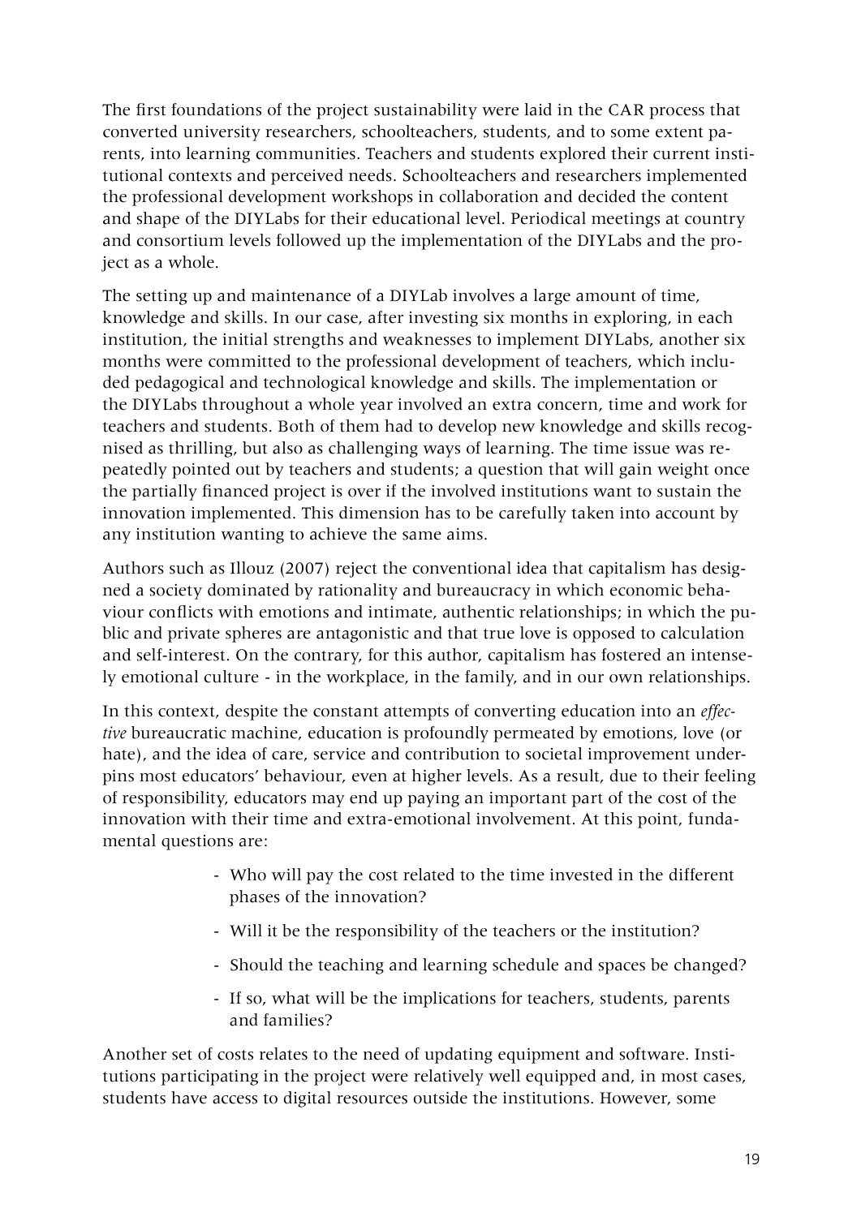The first foundations of the project sustainability were laid in the CAR process that converted university researchers, schoolteachers, students, and to some extent parents, into learning communities. Teachers and students explored their current institutional contexts and perceived needs. Schoolteachers and researchers implemented the professional development workshops in collaboration and decided the content and shape of the DIYLabs for their educational level. Periodical meetings at country and consortium levels followed up the implementation of the DIYLabs and the project as a whole.

The setting up and maintenance of a DIYLab involves a large amount of time, knowledge and skills. In our case, after investing six months in exploring, in each institution, the initial strengths and weaknesses to implement DIYLabs, another six months were committed to the professional development of teachers, which included pedagogical and technological knowledge and skills. The implementation or the DIYLabs throughout a whole year involved an extra concern, time and work for teachers and students. Both of them had to develop new knowledge and skills recognised as thrilling, but also as challenging ways of learning. The time issue was repeatedly pointed out by teachers and students; a question that will gain weight once the partially financed project is over if the involved institutions want to sustain the innovation implemented. This dimension has to be carefully taken into account by any institution wanting to achieve the same aims.

Authors such as Illouz (2007) reject the conventional idea that capitalism has designed a society dominated by rationality and bureaucracy in which economic behaviour conflicts with emotions and intimate, authentic relationships; in which the public and private spheres are antagonistic and that true love is opposed to calculation and self-interest. On the contrary, for this author, capitalism has fostered an intensely emotional culture - in the workplace, in the family, and in our own relationships.

In this context, despite the constant attempts of converting education into an *effective* bureaucratic machine, education is profoundly permeated by emotions, love (or hate), and the idea of care, service and contribution to societal improvement underpins most educators' behaviour, even at higher levels. As a result, due to their feeling of responsibility, educators may end up paying an important part of the cost of the innovation with their time and extra-emotional involvement. At this point, fundamental questions are:

- Who will pay the cost related to the time invested in the different phases of the innovation?
- Will it be the responsibility of the teachers or the institution?
- Should the teaching and learning schedule and spaces be changed?
- If so, what will be the implications for teachers, students, parents and families?

Another set of costs relates to the need of updating equipment and software. Institutions participating in the project were relatively well equipped and, in most cases, students have access to digital resources outside the institutions. However, some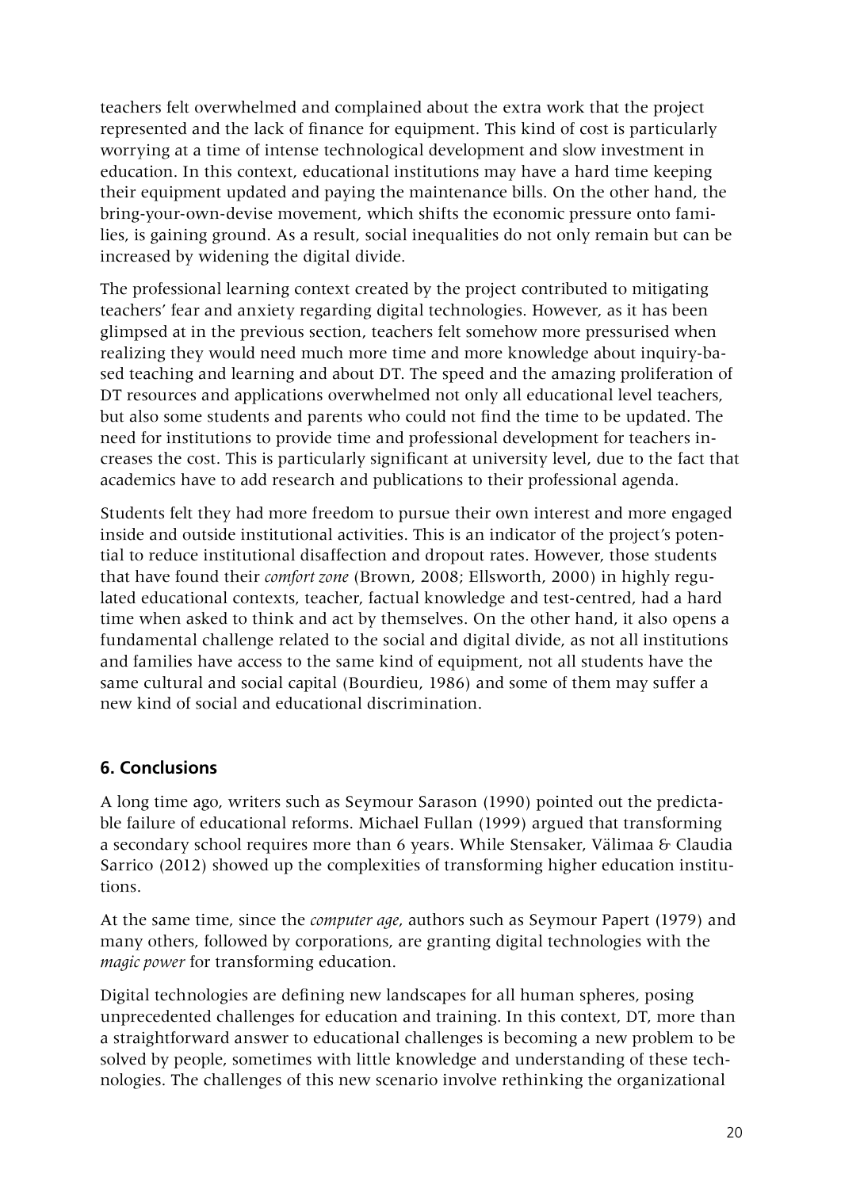teachers felt overwhelmed and complained about the extra work that the project represented and the lack of finance for equipment. This kind of cost is particularly worrying at a time of intense technological development and slow investment in education. In this context, educational institutions may have a hard time keeping their equipment updated and paying the maintenance bills. On the other hand, the bring-your-own-devise movement, which shifts the economic pressure onto families, is gaining ground. As a result, social inequalities do not only remain but can be increased by widening the digital divide.

The professional learning context created by the project contributed to mitigating teachers' fear and anxiety regarding digital technologies. However, as it has been glimpsed at in the previous section, teachers felt somehow more pressurised when realizing they would need much more time and more knowledge about inquiry-based teaching and learning and about DT. The speed and the amazing proliferation of DT resources and applications overwhelmed not only all educational level teachers, but also some students and parents who could not find the time to be updated. The need for institutions to provide time and professional development for teachers increases the cost. This is particularly significant at university level, due to the fact that academics have to add research and publications to their professional agenda.

Students felt they had more freedom to pursue their own interest and more engaged inside and outside institutional activities. This is an indicator of the project's potential to reduce institutional disaffection and dropout rates. However, those students that have found their *comfort zone* (Brown, 2008; Ellsworth, 2000) in highly regulated educational contexts, teacher, factual knowledge and test-centred, had a hard time when asked to think and act by themselves. On the other hand, it also opens a fundamental challenge related to the social and digital divide, as not all institutions and families have access to the same kind of equipment, not all students have the same cultural and social capital (Bourdieu, 1986) and some of them may suffer a new kind of social and educational discrimination.

## 6. Conclusions

A long time ago, writers such as Seymour Sarason (1990) pointed out the predictable failure of educational reforms. Michael Fullan (1999) argued that transforming a secondary school requires more than 6 years. While Stensaker, Välimaa & Claudia Sarrico (2012) showed up the complexities of transforming higher education institutions.

At the same time, since the *computer age*, authors such as Seymour Papert (1979) and many others, followed by corporations, are granting digital technologies with the *magic power* for transforming education.

Digital technologies are defining new landscapes for all human spheres, posing unprecedented challenges for education and training. In this context, DT, more than a straightforward answer to educational challenges is becoming a new problem to be solved by people, sometimes with little knowledge and understanding of these technologies. The challenges of this new scenario involve rethinking the organizational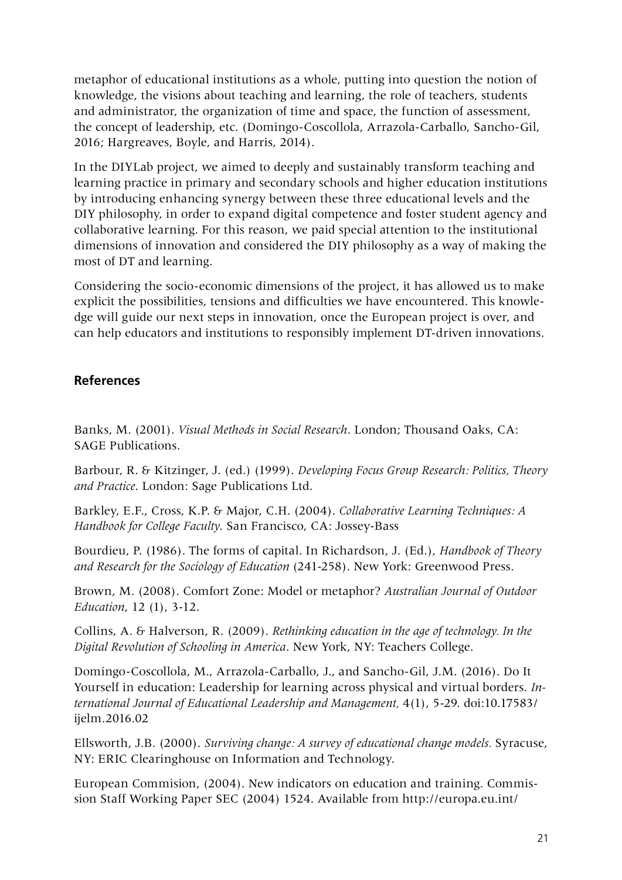metaphor of educational institutions as a whole, putting into question the notion of knowledge, the visions about teaching and learning, the role of teachers, students and administrator, the organization of time and space, the function of assessment, the concept of leadership, etc. (Domingo-Coscollola, Arrazola-Carballo, Sancho-Gil, 2016; Hargreaves, Boyle, and Harris, 2014).

In the DIYLab project, we aimed to deeply and sustainably transform teaching and learning practice in primary and secondary schools and higher education institutions by introducing enhancing synergy between these three educational levels and the DIY philosophy, in order to expand digital competence and foster student agency and collaborative learning. For this reason, we paid special attention to the institutional dimensions of innovation and considered the DIY philosophy as a way of making the most of DT and learning.

Considering the socio-economic dimensions of the project, it has allowed us to make explicit the possibilities, tensions and difficulties we have encountered. This knowledge will guide our next steps in innovation, once the European project is over, and can help educators and institutions to responsibly implement DT-driven innovations.

## References

Banks, M. (2001). *Visual Methods in Social Research*. London; Thousand Oaks, CA: SAGE Publications.

Barbour, R. & Kitzinger, J. (ed.) (1999). *Developing Focus Group Research: Politics, Theory and Practice*. London: Sage Publications Ltd.

Barkley, E.F., Cross, K.P. & Major, C.H. (2004). *Collaborative Learning Techniques: A Handbook for College Faculty*. San Francisco, CA: Jossey-Bass

Bourdieu, P. (1986). The forms of capital. In Richardson, J. (Ed.), *Handbook of Theory and Research for the Sociology of Education* (241-258). New York: Greenwood Press.

Brown, M. (2008). Comfort Zone: Model or metaphor? *Australian Journal of Outdoor Education*, 12 (1), 3-12.

Collins, A. & Halverson, R. (2009). *Rethinking education in the age of technology. In the Digital Revolution of Schooling in America*. New York, NY: Teachers College.

Domingo-Coscollola, M., Arrazola-Carballo, J., and Sancho-Gil, J.M. (2016). Do It Yourself in education: Leadership for learning across physical and virtual borders. *International Journal of Educational Leadership and Management,* 4(1), 5-29. doi:10.17583/ijelm.2016.02

Ellsworth, J.B. (2000). *Surviving change: A survey of educational change models.* Syracuse, NY: ERIC Clearinghouse on Information and Technology.

European Commision, (2004). New indicators on education and training. Commission Staff Working Paper SEC (2004) 1524. Available from http://europa.eu.int/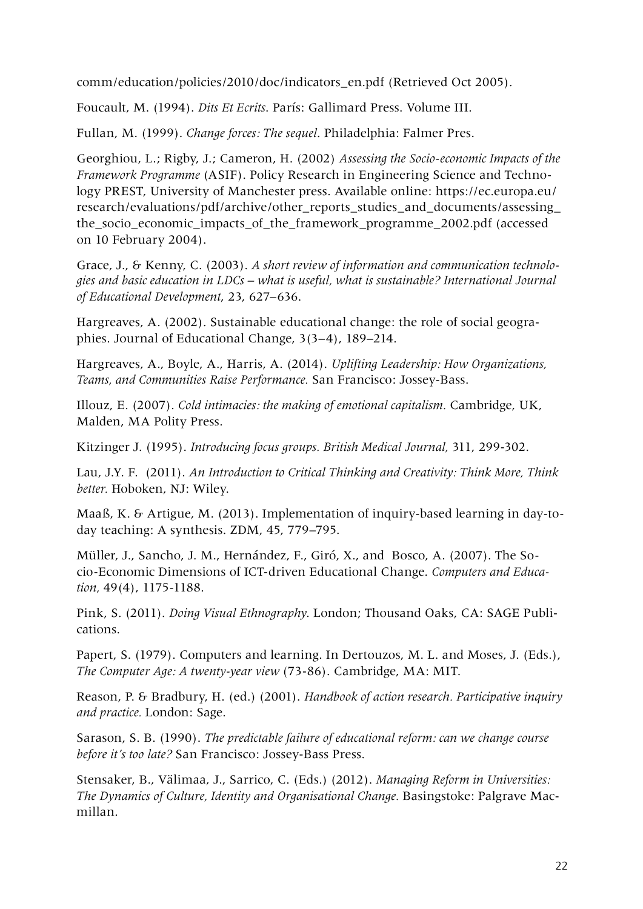comm/education/policies/2010/doc/indicators_en.pdf (Retrieved Oct 2005).

Foucault, M. (1994). *Dits Et Ecrits*. París: Gallimard Press. Volume III.

Fullan, M. (1999). *Change forces: The sequel*. Philadelphia: Falmer Pres.

Georghiou, L.; Rigby, J.; Cameron, H. (2002) *Assessing the Socio-economic Impacts of the Framework Programme* (ASIF). Policy Research in Engineering Science and Technology PREST, University of Manchester press. Available online: https://ec.europa.eu/research/evaluations/pdf/archive/other_reports_studies_and_documents/assessing_the_socio_economic_impacts_of_the_framework_programme_2002.pdf (accessed on 10 February 2004).

Grace, J., & Kenny, C. (2003). *A short review of information and communication technologies and basic education in LDCs – what is useful, what is sustainable? International Journal of Educational Development*, 23, 627–636.

Hargreaves, A. (2002). Sustainable educational change: the role of social geographies. Journal of Educational Change, 3(3–4), 189–214.

Hargreaves, A., Boyle, A., Harris, A. (2014). *Uplifting Leadership: How Organizations, Teams, and Communities Raise Performance.* San Francisco: Jossey-Bass.

Illouz, E. (2007). *Cold intimacies: the making of emotional capitalism.* Cambridge, UK, Malden, MA Polity Press.

Kitzinger J. (1995). *Introducing focus groups. British Medical Journal,* 311, 299-302.

Lau, J.Y. F. (2011). *An Introduction to Critical Thinking and Creativity: Think More, Think better.* Hoboken, NJ: Wiley.

Maaß, K. & Artigue, M. (2013). Implementation of inquiry-based learning in day-to-day teaching: A synthesis. ZDM, 45, 779–795.

Müller, J., Sancho, J. M., Hernández, F., Giró, X., and Bosco, A. (2007). The Socio-Economic Dimensions of ICT-driven Educational Change. *Computers and Education,* 49(4), 1175-1188.

Pink, S. (2011). *Doing Visual Ethnography*. London; Thousand Oaks, CA: SAGE Publications.

Papert, S. (1979). Computers and learning. In Dertouzos, M. L. and Moses, J. (Eds.), *The Computer Age: A twenty-year view* (73-86). Cambridge, MA: MIT.

Reason, P. & Bradbury, H. (ed.) (2001). *Handbook of action research. Participative inquiry and practice.* London: Sage.

Sarason, S. B. (1990). *The predictable failure of educational reform: can we change course before it's too late?* San Francisco: Jossey-Bass Press.

Stensaker, B., Välimaa, J., Sarrico, C. (Eds.) (2012). *Managing Reform in Universities: The Dynamics of Culture, Identity and Organisational Change.* Basingstoke: Palgrave Macmillan.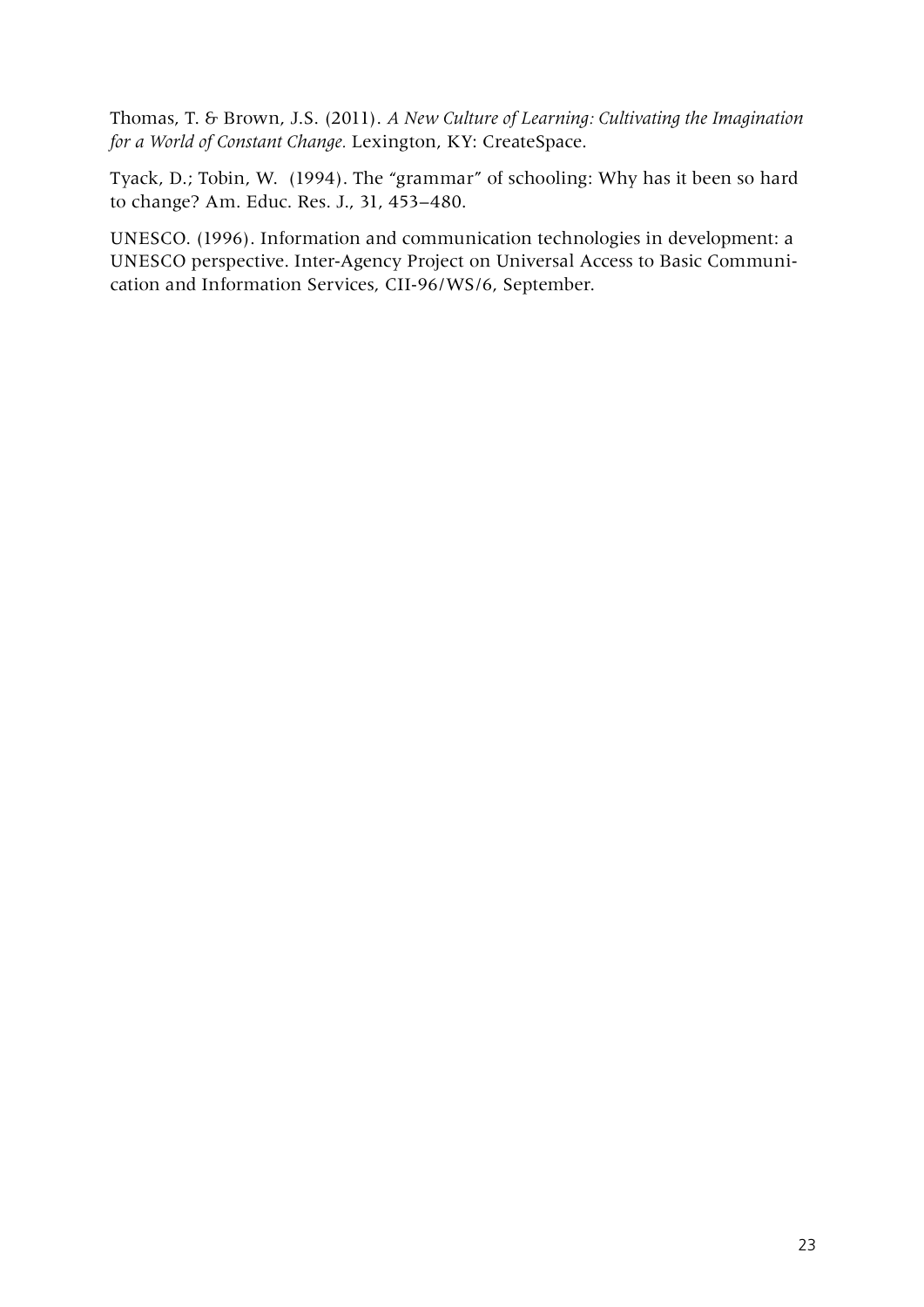Thomas, T. & Brown, J.S. (2011). *A New Culture of Learning: Cultivating the Imagination for a World of Constant Change.* Lexington, KY: CreateSpace.

Tyack, D.; Tobin, W. (1994). The "grammar" of schooling: Why has it been so hard to change? Am. Educ. Res. J., 31, 453–480.

UNESCO. (1996). Information and communication technologies in development: a UNESCO perspective. Inter-Agency Project on Universal Access to Basic Communication and Information Services, CII-96/WS/6, September.